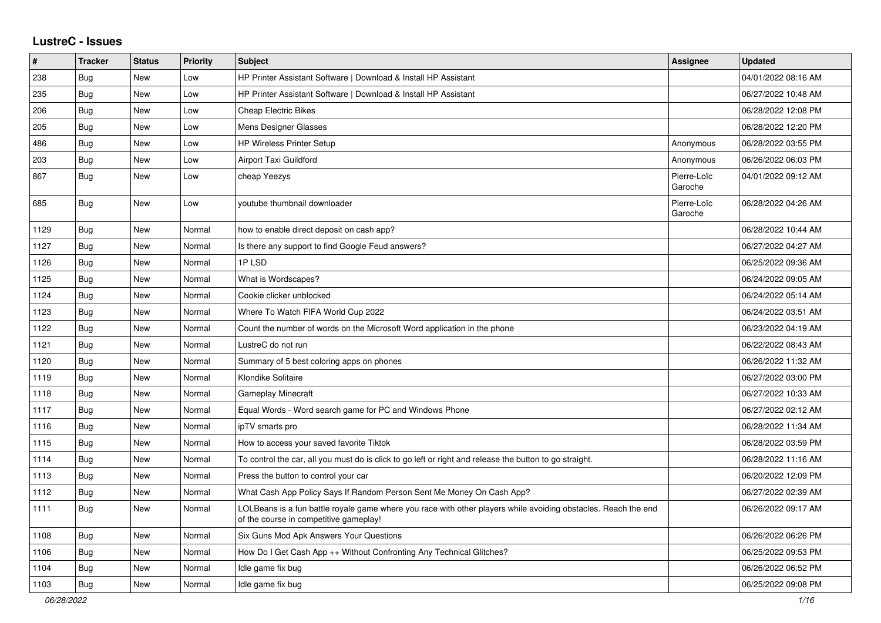# LustreC - Issues

| # | Tracker | Status | Priority | Subject | Assignee | Updated |
|---|---|---|---|---|---|---|
| 238 | Bug | New | Low | HP Printer Assistant Software \| Download & Install HP Assistant | | 04/01/2022 08:16 AM |
| 235 | Bug | New | Low | HP Printer Assistant Software \| Download & Install HP Assistant | | 06/27/2022 10:48 AM |
| 206 | Bug | New | Low | Cheap Electric Bikes | | 06/28/2022 12:08 PM |
| 205 | Bug | New | Low | Mens Designer Glasses | | 06/28/2022 12:20 PM |
| 486 | Bug | New | Low | HP Wireless Printer Setup | Anonymous | 06/28/2022 03:55 PM |
| 203 | Bug | New | Low | Airport Taxi Guildford | Anonymous | 06/26/2022 06:03 PM |
| 867 | Bug | New | Low | cheap Yeezys | Pierre-Loïc Garoche | 04/01/2022 09:12 AM |
| 685 | Bug | New | Low | youtube thumbnail downloader | Pierre-Loïc Garoche | 06/28/2022 04:26 AM |
| 1129 | Bug | New | Normal | how to enable direct deposit on cash app? | | 06/28/2022 10:44 AM |
| 1127 | Bug | New | Normal | Is there any support to find Google Feud answers? | | 06/27/2022 04:27 AM |
| 1126 | Bug | New | Normal | 1P LSD | | 06/25/2022 09:36 AM |
| 1125 | Bug | New | Normal | What is Wordscapes? | | 06/24/2022 09:05 AM |
| 1124 | Bug | New | Normal | Cookie clicker unblocked | | 06/24/2022 05:14 AM |
| 1123 | Bug | New | Normal | Where To Watch FIFA World Cup 2022 | | 06/24/2022 03:51 AM |
| 1122 | Bug | New | Normal | Count the number of words on the Microsoft Word application in the phone | | 06/23/2022 04:19 AM |
| 1121 | Bug | New | Normal | LustreC do not run | | 06/22/2022 08:43 AM |
| 1120 | Bug | New | Normal | Summary of 5 best coloring apps on phones | | 06/26/2022 11:32 AM |
| 1119 | Bug | New | Normal | Klondike Solitaire | | 06/27/2022 03:00 PM |
| 1118 | Bug | New | Normal | Gameplay Minecraft | | 06/27/2022 10:33 AM |
| 1117 | Bug | New | Normal | Equal Words - Word search game for PC and Windows Phone | | 06/27/2022 02:12 AM |
| 1116 | Bug | New | Normal | ipTV smarts pro | | 06/28/2022 11:34 AM |
| 1115 | Bug | New | Normal | How to access your saved favorite Tiktok | | 06/28/2022 03:59 PM |
| 1114 | Bug | New | Normal | To control the car, all you must do is click to go left or right and release the button to go straight. | | 06/28/2022 11:16 AM |
| 1113 | Bug | New | Normal | Press the button to control your car | | 06/20/2022 12:09 PM |
| 1112 | Bug | New | Normal | What Cash App Policy Says If Random Person Sent Me Money On Cash App? | | 06/27/2022 02:39 AM |
| 1111 | Bug | New | Normal | LOLBeans is a fun battle royale game where you race with other players while avoiding obstacles. Reach the end of the course in competitive gameplay! | | 06/26/2022 09:17 AM |
| 1108 | Bug | New | Normal | Six Guns Mod Apk Answers Your Questions | | 06/26/2022 06:26 PM |
| 1106 | Bug | New | Normal | How Do I Get Cash App ++ Without Confronting Any Technical Glitches? | | 06/25/2022 09:53 PM |
| 1104 | Bug | New | Normal | Idle game fix bug | | 06/26/2022 06:52 PM |
| 1103 | Bug | New | Normal | Idle game fix bug | | 06/25/2022 09:08 PM |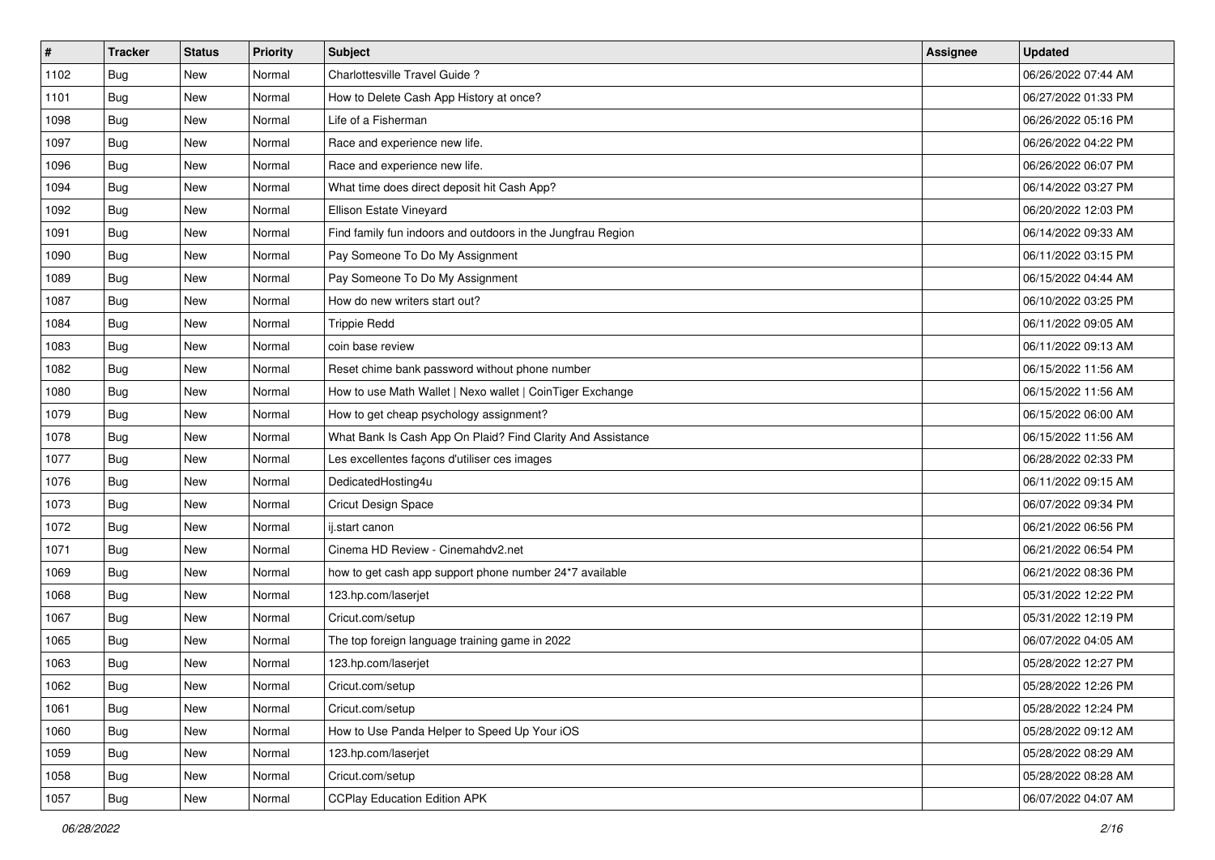| # | Tracker | Status | Priority | Subject | Assignee | Updated |
|---|---|---|---|---|---|---|
| 1102 | Bug | New | Normal | Charlottesville Travel Guide ? | | 06/26/2022 07:44 AM |
| 1101 | Bug | New | Normal | How to Delete Cash App History at once? | | 06/27/2022 01:33 PM |
| 1098 | Bug | New | Normal | Life of a Fisherman | | 06/26/2022 05:16 PM |
| 1097 | Bug | New | Normal | Race and experience new life. | | 06/26/2022 04:22 PM |
| 1096 | Bug | New | Normal | Race and experience new life. | | 06/26/2022 06:07 PM |
| 1094 | Bug | New | Normal | What time does direct deposit hit Cash App? | | 06/14/2022 03:27 PM |
| 1092 | Bug | New | Normal | Ellison Estate Vineyard | | 06/20/2022 12:03 PM |
| 1091 | Bug | New | Normal | Find family fun indoors and outdoors in the Jungfrau Region | | 06/14/2022 09:33 AM |
| 1090 | Bug | New | Normal | Pay Someone To Do My Assignment | | 06/11/2022 03:15 PM |
| 1089 | Bug | New | Normal | Pay Someone To Do My Assignment | | 06/15/2022 04:44 AM |
| 1087 | Bug | New | Normal | How do new writers start out? | | 06/10/2022 03:25 PM |
| 1084 | Bug | New | Normal | Trippie Redd | | 06/11/2022 09:05 AM |
| 1083 | Bug | New | Normal | coin base review | | 06/11/2022 09:13 AM |
| 1082 | Bug | New | Normal | Reset chime bank password without phone number | | 06/15/2022 11:56 AM |
| 1080 | Bug | New | Normal | How to use Math Wallet \| Nexo wallet \| CoinTiger Exchange | | 06/15/2022 11:56 AM |
| 1079 | Bug | New | Normal | How to get cheap psychology assignment? | | 06/15/2022 06:00 AM |
| 1078 | Bug | New | Normal | What Bank Is Cash App On Plaid? Find Clarity And Assistance | | 06/15/2022 11:56 AM |
| 1077 | Bug | New | Normal | Les excellentes façons d'utiliser ces images | | 06/28/2022 02:33 PM |
| 1076 | Bug | New | Normal | DedicatedHosting4u | | 06/11/2022 09:15 AM |
| 1073 | Bug | New | Normal | Cricut Design Space | | 06/07/2022 09:34 PM |
| 1072 | Bug | New | Normal | ij.start canon | | 06/21/2022 06:56 PM |
| 1071 | Bug | New | Normal | Cinema HD Review - Cinemahdv2.net | | 06/21/2022 06:54 PM |
| 1069 | Bug | New | Normal | how to get cash app support phone number 24*7 available | | 06/21/2022 08:36 PM |
| 1068 | Bug | New | Normal | 123.hp.com/laserjet | | 05/31/2022 12:22 PM |
| 1067 | Bug | New | Normal | Cricut.com/setup | | 05/31/2022 12:19 PM |
| 1065 | Bug | New | Normal | The top foreign language training game in 2022 | | 06/07/2022 04:05 AM |
| 1063 | Bug | New | Normal | 123.hp.com/laserjet | | 05/28/2022 12:27 PM |
| 1062 | Bug | New | Normal | Cricut.com/setup | | 05/28/2022 12:26 PM |
| 1061 | Bug | New | Normal | Cricut.com/setup | | 05/28/2022 12:24 PM |
| 1060 | Bug | New | Normal | How to Use Panda Helper to Speed Up Your iOS | | 05/28/2022 09:12 AM |
| 1059 | Bug | New | Normal | 123.hp.com/laserjet | | 05/28/2022 08:29 AM |
| 1058 | Bug | New | Normal | Cricut.com/setup | | 05/28/2022 08:28 AM |
| 1057 | Bug | New | Normal | CCPlay Education Edition APK | | 06/07/2022 04:07 AM |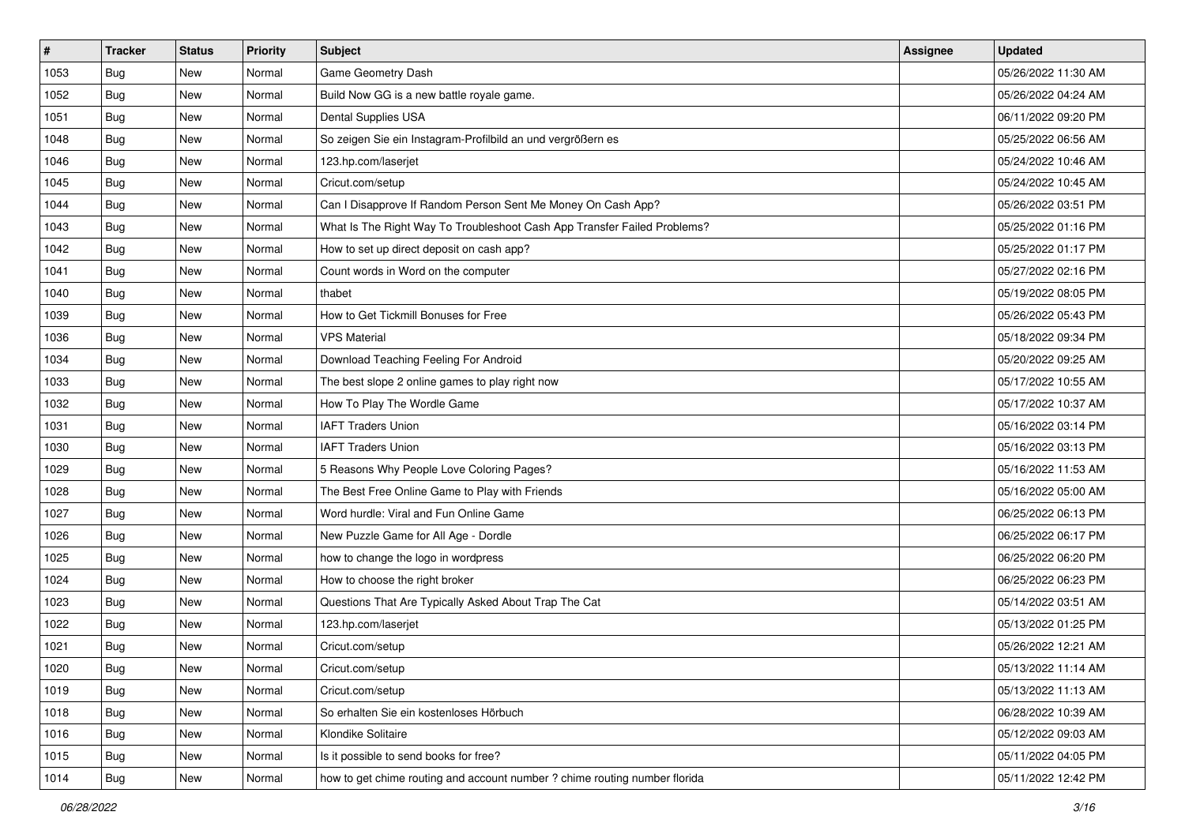| # | Tracker | Status | Priority | Subject | Assignee | Updated |
|---|---|---|---|---|---|---|
| 1053 | Bug | New | Normal | Game Geometry Dash | | 05/26/2022 11:30 AM |
| 1052 | Bug | New | Normal | Build Now GG is a new battle royale game. | | 05/26/2022 04:24 AM |
| 1051 | Bug | New | Normal | Dental Supplies USA | | 06/11/2022 09:20 PM |
| 1048 | Bug | New | Normal | So zeigen Sie ein Instagram-Profilbild an und vergrößern es | | 05/25/2022 06:56 AM |
| 1046 | Bug | New | Normal | 123.hp.com/laserjet | | 05/24/2022 10:46 AM |
| 1045 | Bug | New | Normal | Cricut.com/setup | | 05/24/2022 10:45 AM |
| 1044 | Bug | New | Normal | Can I Disapprove If Random Person Sent Me Money On Cash App? | | 05/26/2022 03:51 PM |
| 1043 | Bug | New | Normal | What Is The Right Way To Troubleshoot Cash App Transfer Failed Problems? | | 05/25/2022 01:16 PM |
| 1042 | Bug | New | Normal | How to set up direct deposit on cash app? | | 05/25/2022 01:17 PM |
| 1041 | Bug | New | Normal | Count words in Word on the computer | | 05/27/2022 02:16 PM |
| 1040 | Bug | New | Normal | thabet | | 05/19/2022 08:05 PM |
| 1039 | Bug | New | Normal | How to Get Tickmill Bonuses for Free | | 05/26/2022 05:43 PM |
| 1036 | Bug | New | Normal | VPS Material | | 05/18/2022 09:34 PM |
| 1034 | Bug | New | Normal | Download Teaching Feeling For Android | | 05/20/2022 09:25 AM |
| 1033 | Bug | New | Normal | The best slope 2 online games to play right now | | 05/17/2022 10:55 AM |
| 1032 | Bug | New | Normal | How To Play The Wordle Game | | 05/17/2022 10:37 AM |
| 1031 | Bug | New | Normal | IAFT Traders Union | | 05/16/2022 03:14 PM |
| 1030 | Bug | New | Normal | IAFT Traders Union | | 05/16/2022 03:13 PM |
| 1029 | Bug | New | Normal | 5 Reasons Why People Love Coloring Pages? | | 05/16/2022 11:53 AM |
| 1028 | Bug | New | Normal | The Best Free Online Game to Play with Friends | | 05/16/2022 05:00 AM |
| 1027 | Bug | New | Normal | Word hurdle: Viral and Fun Online Game | | 06/25/2022 06:13 PM |
| 1026 | Bug | New | Normal | New Puzzle Game for All Age - Dordle | | 06/25/2022 06:17 PM |
| 1025 | Bug | New | Normal | how to change the logo in wordpress | | 06/25/2022 06:20 PM |
| 1024 | Bug | New | Normal | How to choose the right broker | | 06/25/2022 06:23 PM |
| 1023 | Bug | New | Normal | Questions That Are Typically Asked About Trap The Cat | | 05/14/2022 03:51 AM |
| 1022 | Bug | New | Normal | 123.hp.com/laserjet | | 05/13/2022 01:25 PM |
| 1021 | Bug | New | Normal | Cricut.com/setup | | 05/26/2022 12:21 AM |
| 1020 | Bug | New | Normal | Cricut.com/setup | | 05/13/2022 11:14 AM |
| 1019 | Bug | New | Normal | Cricut.com/setup | | 05/13/2022 11:13 AM |
| 1018 | Bug | New | Normal | So erhalten Sie ein kostenloses Hörbuch | | 06/28/2022 10:39 AM |
| 1016 | Bug | New | Normal | Klondike Solitaire | | 05/12/2022 09:03 AM |
| 1015 | Bug | New | Normal | Is it possible to send books for free? | | 05/11/2022 04:05 PM |
| 1014 | Bug | New | Normal | how to get chime routing and account number ? chime routing number florida | | 05/11/2022 12:42 PM |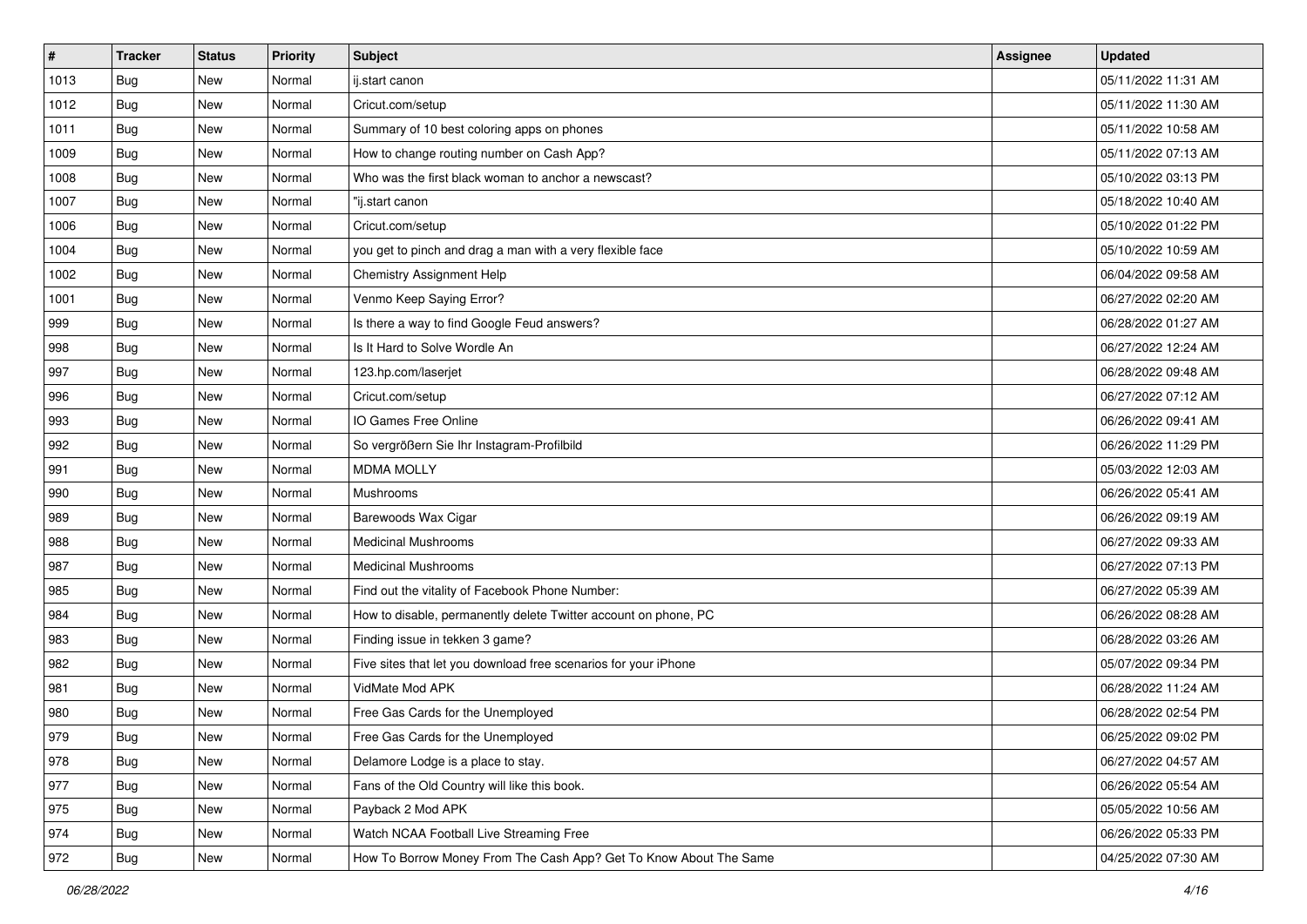| # | Tracker | Status | Priority | Subject | Assignee | Updated |
| --- | --- | --- | --- | --- | --- | --- |
| 1013 | Bug | New | Normal | ij.start canon | | 05/11/2022 11:31 AM |
| 1012 | Bug | New | Normal | Cricut.com/setup | | 05/11/2022 11:30 AM |
| 1011 | Bug | New | Normal | Summary of 10 best coloring apps on phones | | 05/11/2022 10:58 AM |
| 1009 | Bug | New | Normal | How to change routing number on Cash App? | | 05/11/2022 07:13 AM |
| 1008 | Bug | New | Normal | Who was the first black woman to anchor a newscast? | | 05/10/2022 03:13 PM |
| 1007 | Bug | New | Normal | "ij.start canon | | 05/18/2022 10:40 AM |
| 1006 | Bug | New | Normal | Cricut.com/setup | | 05/10/2022 01:22 PM |
| 1004 | Bug | New | Normal | you get to pinch and drag a man with a very flexible face | | 05/10/2022 10:59 AM |
| 1002 | Bug | New | Normal | Chemistry Assignment Help | | 06/04/2022 09:58 AM |
| 1001 | Bug | New | Normal | Venmo Keep Saying Error? | | 06/27/2022 02:20 AM |
| 999 | Bug | New | Normal | Is there a way to find Google Feud answers? | | 06/28/2022 01:27 AM |
| 998 | Bug | New | Normal | Is It Hard to Solve Wordle An | | 06/27/2022 12:24 AM |
| 997 | Bug | New | Normal | 123.hp.com/laserjet | | 06/28/2022 09:48 AM |
| 996 | Bug | New | Normal | Cricut.com/setup | | 06/27/2022 07:12 AM |
| 993 | Bug | New | Normal | IO Games Free Online | | 06/26/2022 09:41 AM |
| 992 | Bug | New | Normal | So vergrößern Sie Ihr Instagram-Profilbild | | 06/26/2022 11:29 PM |
| 991 | Bug | New | Normal | MDMA MOLLY | | 05/03/2022 12:03 AM |
| 990 | Bug | New | Normal | Mushrooms | | 06/26/2022 05:41 AM |
| 989 | Bug | New | Normal | Barewoods Wax Cigar | | 06/26/2022 09:19 AM |
| 988 | Bug | New | Normal | Medicinal Mushrooms | | 06/27/2022 09:33 AM |
| 987 | Bug | New | Normal | Medicinal Mushrooms | | 06/27/2022 07:13 PM |
| 985 | Bug | New | Normal | Find out the vitality of Facebook Phone Number: | | 06/27/2022 05:39 AM |
| 984 | Bug | New | Normal | How to disable, permanently delete Twitter account on phone, PC | | 06/26/2022 08:28 AM |
| 983 | Bug | New | Normal | Finding issue in tekken 3 game? | | 06/28/2022 03:26 AM |
| 982 | Bug | New | Normal | Five sites that let you download free scenarios for your iPhone | | 05/07/2022 09:34 PM |
| 981 | Bug | New | Normal | VidMate Mod APK | | 06/28/2022 11:24 AM |
| 980 | Bug | New | Normal | Free Gas Cards for the Unemployed | | 06/28/2022 02:54 PM |
| 979 | Bug | New | Normal | Free Gas Cards for the Unemployed | | 06/25/2022 09:02 PM |
| 978 | Bug | New | Normal | Delamore Lodge is a place to stay. | | 06/27/2022 04:57 AM |
| 977 | Bug | New | Normal | Fans of the Old Country will like this book. | | 06/26/2022 05:54 AM |
| 975 | Bug | New | Normal | Payback 2 Mod APK | | 05/05/2022 10:56 AM |
| 974 | Bug | New | Normal | Watch NCAA Football Live Streaming Free | | 06/26/2022 05:33 PM |
| 972 | Bug | New | Normal | How To Borrow Money From The Cash App? Get To Know About The Same | | 04/25/2022 07:30 AM |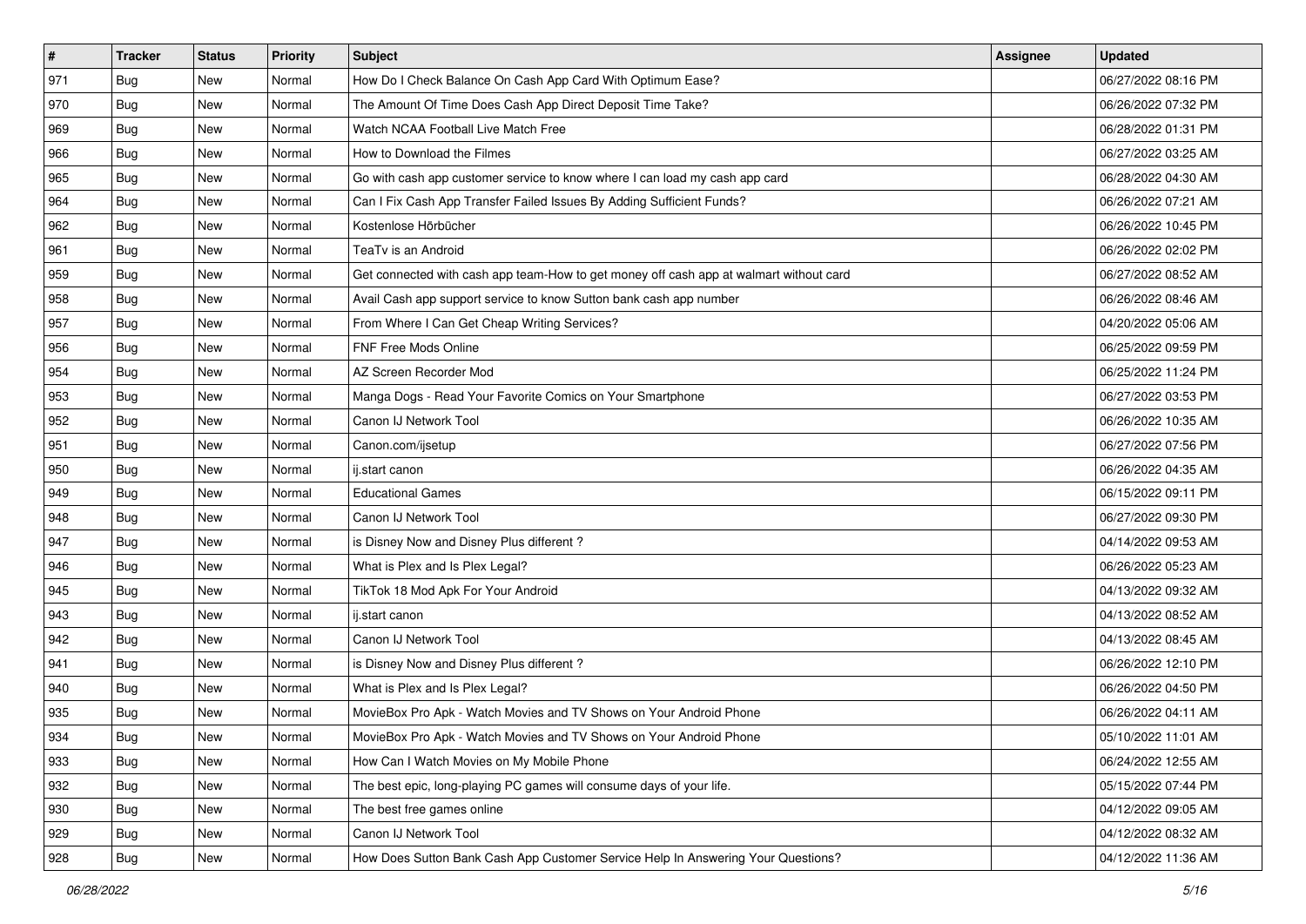| # | Tracker | Status | Priority | Subject | Assignee | Updated |
|---|---|---|---|---|---|---|
| 971 | Bug | New | Normal | How Do I Check Balance On Cash App Card With Optimum Ease? | | 06/27/2022 08:16 PM |
| 970 | Bug | New | Normal | The Amount Of Time Does Cash App Direct Deposit Time Take? | | 06/26/2022 07:32 PM |
| 969 | Bug | New | Normal | Watch NCAA Football Live Match Free | | 06/28/2022 01:31 PM |
| 966 | Bug | New | Normal | How to Download the Filmes | | 06/27/2022 03:25 AM |
| 965 | Bug | New | Normal | Go with cash app customer service to know where I can load my cash app card | | 06/28/2022 04:30 AM |
| 964 | Bug | New | Normal | Can I Fix Cash App Transfer Failed Issues By Adding Sufficient Funds? | | 06/26/2022 07:21 AM |
| 962 | Bug | New | Normal | Kostenlose Hörbücher | | 06/26/2022 10:45 PM |
| 961 | Bug | New | Normal | TeaTv is an Android | | 06/26/2022 02:02 PM |
| 959 | Bug | New | Normal | Get connected with cash app team-How to get money off cash app at walmart without card | | 06/27/2022 08:52 AM |
| 958 | Bug | New | Normal | Avail Cash app support service to know Sutton bank cash app number | | 06/26/2022 08:46 AM |
| 957 | Bug | New | Normal | From Where I Can Get Cheap Writing Services? | | 04/20/2022 05:06 AM |
| 956 | Bug | New | Normal | FNF Free Mods Online | | 06/25/2022 09:59 PM |
| 954 | Bug | New | Normal | AZ Screen Recorder Mod | | 06/25/2022 11:24 PM |
| 953 | Bug | New | Normal | Manga Dogs - Read Your Favorite Comics on Your Smartphone | | 06/27/2022 03:53 PM |
| 952 | Bug | New | Normal | Canon IJ Network Tool | | 06/26/2022 10:35 AM |
| 951 | Bug | New | Normal | Canon.com/ijsetup | | 06/27/2022 07:56 PM |
| 950 | Bug | New | Normal | ij.start canon | | 06/26/2022 04:35 AM |
| 949 | Bug | New | Normal | Educational Games | | 06/15/2022 09:11 PM |
| 948 | Bug | New | Normal | Canon IJ Network Tool | | 06/27/2022 09:30 PM |
| 947 | Bug | New | Normal | is Disney Now and Disney Plus different ? | | 04/14/2022 09:53 AM |
| 946 | Bug | New | Normal | What is Plex and Is Plex Legal? | | 06/26/2022 05:23 AM |
| 945 | Bug | New | Normal | TikTok 18 Mod Apk For Your Android | | 04/13/2022 09:32 AM |
| 943 | Bug | New | Normal | ij.start canon | | 04/13/2022 08:52 AM |
| 942 | Bug | New | Normal | Canon IJ Network Tool | | 04/13/2022 08:45 AM |
| 941 | Bug | New | Normal | is Disney Now and Disney Plus different ? | | 06/26/2022 12:10 PM |
| 940 | Bug | New | Normal | What is Plex and Is Plex Legal? | | 06/26/2022 04:50 PM |
| 935 | Bug | New | Normal | MovieBox Pro Apk - Watch Movies and TV Shows on Your Android Phone | | 06/26/2022 04:11 AM |
| 934 | Bug | New | Normal | MovieBox Pro Apk - Watch Movies and TV Shows on Your Android Phone | | 05/10/2022 11:01 AM |
| 933 | Bug | New | Normal | How Can I Watch Movies on My Mobile Phone | | 06/24/2022 12:55 AM |
| 932 | Bug | New | Normal | The best epic, long-playing PC games will consume days of your life. | | 05/15/2022 07:44 PM |
| 930 | Bug | New | Normal | The best free games online | | 04/12/2022 09:05 AM |
| 929 | Bug | New | Normal | Canon IJ Network Tool | | 04/12/2022 08:32 AM |
| 928 | Bug | New | Normal | How Does Sutton Bank Cash App Customer Service Help In Answering Your Questions? | | 04/12/2022 11:36 AM |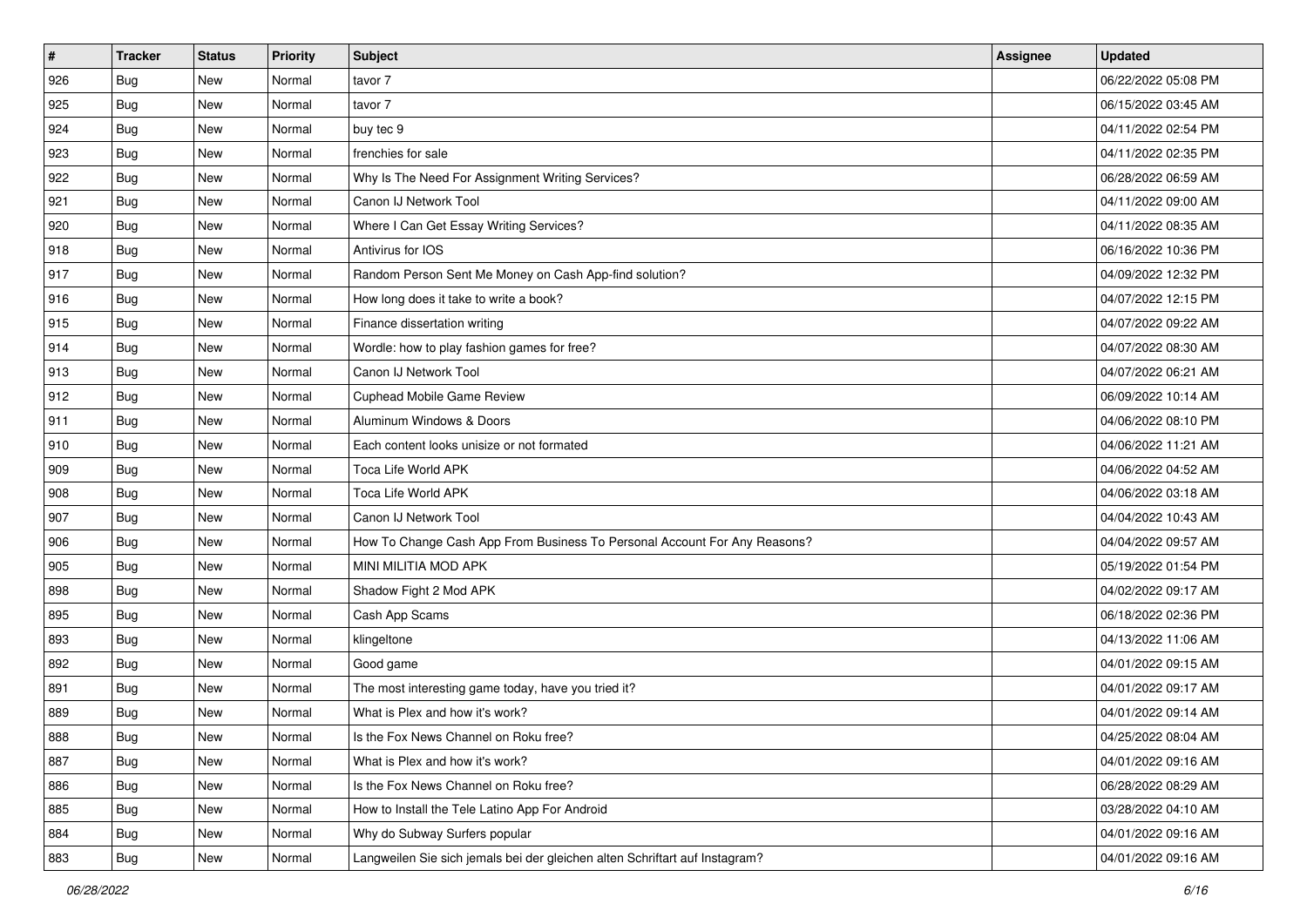| # | Tracker | Status | Priority | Subject | Assignee | Updated |
| --- | --- | --- | --- | --- | --- | --- |
| 926 | Bug | New | Normal | tavor 7 | | 06/22/2022 05:08 PM |
| 925 | Bug | New | Normal | tavor 7 | | 06/15/2022 03:45 AM |
| 924 | Bug | New | Normal | buy tec 9 | | 04/11/2022 02:54 PM |
| 923 | Bug | New | Normal | frenchies for sale | | 04/11/2022 02:35 PM |
| 922 | Bug | New | Normal | Why Is The Need For Assignment Writing Services? | | 06/28/2022 06:59 AM |
| 921 | Bug | New | Normal | Canon IJ Network Tool | | 04/11/2022 09:00 AM |
| 920 | Bug | New | Normal | Where I Can Get Essay Writing Services? | | 04/11/2022 08:35 AM |
| 918 | Bug | New | Normal | Antivirus for IOS | | 06/16/2022 10:36 PM |
| 917 | Bug | New | Normal | Random Person Sent Me Money on Cash App-find solution? | | 04/09/2022 12:32 PM |
| 916 | Bug | New | Normal | How long does it take to write a book? | | 04/07/2022 12:15 PM |
| 915 | Bug | New | Normal | Finance dissertation writing | | 04/07/2022 09:22 AM |
| 914 | Bug | New | Normal | Wordle: how to play fashion games for free? | | 04/07/2022 08:30 AM |
| 913 | Bug | New | Normal | Canon IJ Network Tool | | 04/07/2022 06:21 AM |
| 912 | Bug | New | Normal | Cuphead Mobile Game Review | | 06/09/2022 10:14 AM |
| 911 | Bug | New | Normal | Aluminum Windows & Doors | | 04/06/2022 08:10 PM |
| 910 | Bug | New | Normal | Each content looks unisize or not formated | | 04/06/2022 11:21 AM |
| 909 | Bug | New | Normal | Toca Life World APK | | 04/06/2022 04:52 AM |
| 908 | Bug | New | Normal | Toca Life World APK | | 04/06/2022 03:18 AM |
| 907 | Bug | New | Normal | Canon IJ Network Tool | | 04/04/2022 10:43 AM |
| 906 | Bug | New | Normal | How To Change Cash App From Business To Personal Account For Any Reasons? | | 04/04/2022 09:57 AM |
| 905 | Bug | New | Normal | MINI MILITIA MOD APK | | 05/19/2022 01:54 PM |
| 898 | Bug | New | Normal | Shadow Fight 2 Mod APK | | 04/02/2022 09:17 AM |
| 895 | Bug | New | Normal | Cash App Scams | | 06/18/2022 02:36 PM |
| 893 | Bug | New | Normal | klingeltone | | 04/13/2022 11:06 AM |
| 892 | Bug | New | Normal | Good game | | 04/01/2022 09:15 AM |
| 891 | Bug | New | Normal | The most interesting game today, have you tried it? | | 04/01/2022 09:17 AM |
| 889 | Bug | New | Normal | What is Plex and how it's work? | | 04/01/2022 09:14 AM |
| 888 | Bug | New | Normal | Is the Fox News Channel on Roku free? | | 04/25/2022 08:04 AM |
| 887 | Bug | New | Normal | What is Plex and how it's work? | | 04/01/2022 09:16 AM |
| 886 | Bug | New | Normal | Is the Fox News Channel on Roku free? | | 06/28/2022 08:29 AM |
| 885 | Bug | New | Normal | How to Install the Tele Latino App For Android | | 03/28/2022 04:10 AM |
| 884 | Bug | New | Normal | Why do Subway Surfers popular | | 04/01/2022 09:16 AM |
| 883 | Bug | New | Normal | Langweilen Sie sich jemals bei der gleichen alten Schriftart auf Instagram? | | 04/01/2022 09:16 AM |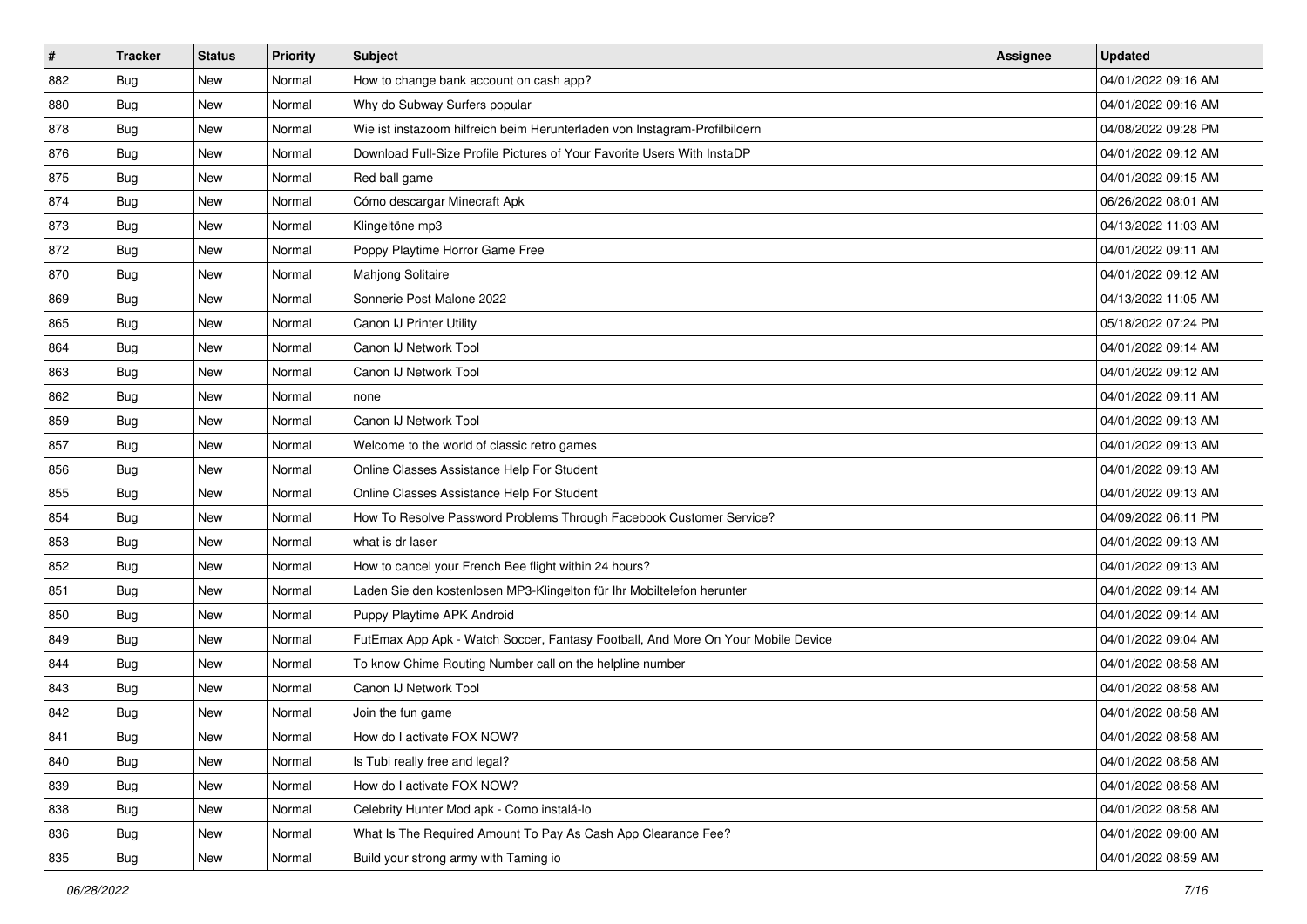| # | Tracker | Status | Priority | Subject | Assignee | Updated |
|---|---|---|---|---|---|---|
| 882 | Bug | New | Normal | How to change bank account on cash app? | | 04/01/2022 09:16 AM |
| 880 | Bug | New | Normal | Why do Subway Surfers popular | | 04/01/2022 09:16 AM |
| 878 | Bug | New | Normal | Wie ist instazoom hilfreich beim Herunterladen von Instagram-Profilbildern | | 04/08/2022 09:28 PM |
| 876 | Bug | New | Normal | Download Full-Size Profile Pictures of Your Favorite Users With InstaDP | | 04/01/2022 09:12 AM |
| 875 | Bug | New | Normal | Red ball game | | 04/01/2022 09:15 AM |
| 874 | Bug | New | Normal | Cómo descargar Minecraft Apk | | 06/26/2022 08:01 AM |
| 873 | Bug | New | Normal | Klingeltöne mp3 | | 04/13/2022 11:03 AM |
| 872 | Bug | New | Normal | Poppy Playtime Horror Game Free | | 04/01/2022 09:11 AM |
| 870 | Bug | New | Normal | Mahjong Solitaire | | 04/01/2022 09:12 AM |
| 869 | Bug | New | Normal | Sonnerie Post Malone 2022 | | 04/13/2022 11:05 AM |
| 865 | Bug | New | Normal | Canon IJ Printer Utility | | 05/18/2022 07:24 PM |
| 864 | Bug | New | Normal | Canon IJ Network Tool | | 04/01/2022 09:14 AM |
| 863 | Bug | New | Normal | Canon IJ Network Tool | | 04/01/2022 09:12 AM |
| 862 | Bug | New | Normal | none | | 04/01/2022 09:11 AM |
| 859 | Bug | New | Normal | Canon IJ Network Tool | | 04/01/2022 09:13 AM |
| 857 | Bug | New | Normal | Welcome to the world of classic retro games | | 04/01/2022 09:13 AM |
| 856 | Bug | New | Normal | Online Classes Assistance Help For Student | | 04/01/2022 09:13 AM |
| 855 | Bug | New | Normal | Online Classes Assistance Help For Student | | 04/01/2022 09:13 AM |
| 854 | Bug | New | Normal | How To Resolve Password Problems Through Facebook Customer Service? | | 04/09/2022 06:11 PM |
| 853 | Bug | New | Normal | what is dr laser | | 04/01/2022 09:13 AM |
| 852 | Bug | New | Normal | How to cancel your French Bee flight within 24 hours? | | 04/01/2022 09:13 AM |
| 851 | Bug | New | Normal | Laden Sie den kostenlosen MP3-Klingelton für Ihr Mobiltelefon herunter | | 04/01/2022 09:14 AM |
| 850 | Bug | New | Normal | Puppy Playtime APK Android | | 04/01/2022 09:14 AM |
| 849 | Bug | New | Normal | FutEmax App Apk - Watch Soccer, Fantasy Football, And More On Your Mobile Device | | 04/01/2022 09:04 AM |
| 844 | Bug | New | Normal | To know Chime Routing Number call on the helpline number | | 04/01/2022 08:58 AM |
| 843 | Bug | New | Normal | Canon IJ Network Tool | | 04/01/2022 08:58 AM |
| 842 | Bug | New | Normal | Join the fun game | | 04/01/2022 08:58 AM |
| 841 | Bug | New | Normal | How do I activate FOX NOW? | | 04/01/2022 08:58 AM |
| 840 | Bug | New | Normal | Is Tubi really free and legal? | | 04/01/2022 08:58 AM |
| 839 | Bug | New | Normal | How do I activate FOX NOW? | | 04/01/2022 08:58 AM |
| 838 | Bug | New | Normal | Celebrity Hunter Mod apk - Como instalá-lo | | 04/01/2022 08:58 AM |
| 836 | Bug | New | Normal | What Is The Required Amount To Pay As Cash App Clearance Fee? | | 04/01/2022 09:00 AM |
| 835 | Bug | New | Normal | Build your strong army with Taming io | | 04/01/2022 08:59 AM |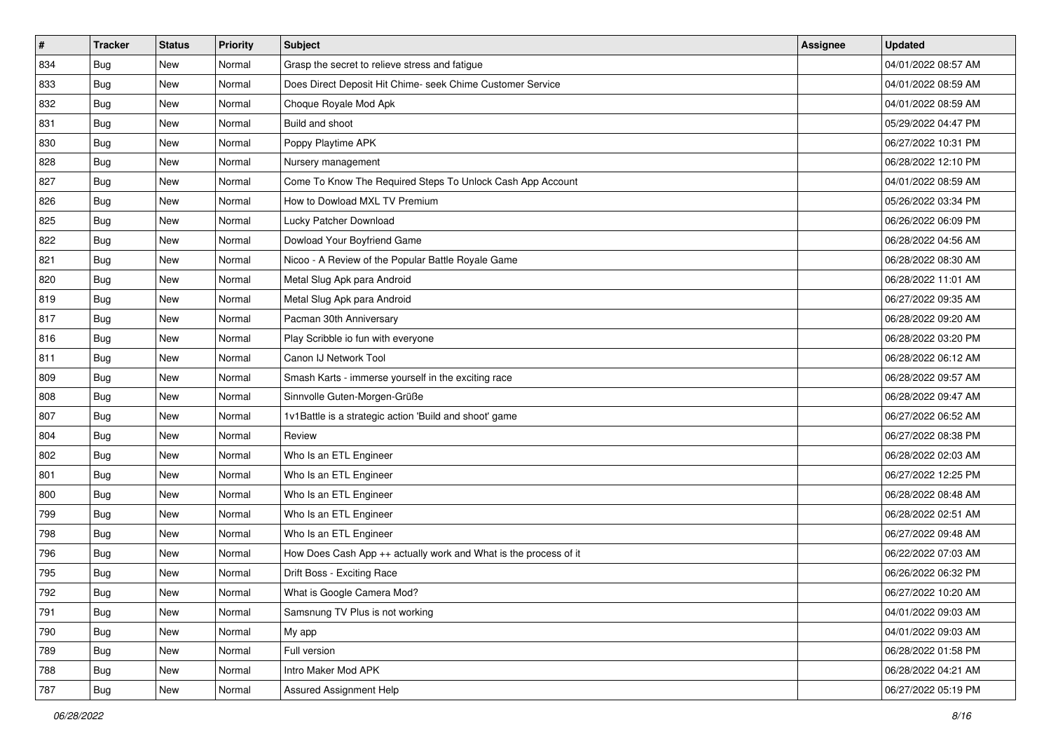| # | Tracker | Status | Priority | Subject | Assignee | Updated |
| --- | --- | --- | --- | --- | --- | --- |
| 834 | Bug | New | Normal | Grasp the secret to relieve stress and fatigue | | 04/01/2022 08:57 AM |
| 833 | Bug | New | Normal | Does Direct Deposit Hit Chime- seek Chime Customer Service | | 04/01/2022 08:59 AM |
| 832 | Bug | New | Normal | Choque Royale Mod Apk | | 04/01/2022 08:59 AM |
| 831 | Bug | New | Normal | Build and shoot | | 05/29/2022 04:47 PM |
| 830 | Bug | New | Normal | Poppy Playtime APK | | 06/27/2022 10:31 PM |
| 828 | Bug | New | Normal | Nursery management | | 06/28/2022 12:10 PM |
| 827 | Bug | New | Normal | Come To Know The Required Steps To Unlock Cash App Account | | 04/01/2022 08:59 AM |
| 826 | Bug | New | Normal | How to Dowload MXL TV Premium | | 05/26/2022 03:34 PM |
| 825 | Bug | New | Normal | Lucky Patcher Download | | 06/26/2022 06:09 PM |
| 822 | Bug | New | Normal | Dowload Your Boyfriend Game | | 06/28/2022 04:56 AM |
| 821 | Bug | New | Normal | Nicoo - A Review of the Popular Battle Royale Game | | 06/28/2022 08:30 AM |
| 820 | Bug | New | Normal | Metal Slug Apk para Android | | 06/28/2022 11:01 AM |
| 819 | Bug | New | Normal | Metal Slug Apk para Android | | 06/27/2022 09:35 AM |
| 817 | Bug | New | Normal | Pacman 30th Anniversary | | 06/28/2022 09:20 AM |
| 816 | Bug | New | Normal | Play Scribble io fun with everyone | | 06/28/2022 03:20 PM |
| 811 | Bug | New | Normal | Canon IJ Network Tool | | 06/28/2022 06:12 AM |
| 809 | Bug | New | Normal | Smash Karts - immerse yourself in the exciting race | | 06/28/2022 09:57 AM |
| 808 | Bug | New | Normal | Sinnvolle Guten-Morgen-Grüße | | 06/28/2022 09:47 AM |
| 807 | Bug | New | Normal | 1v1Battle is a strategic action 'Build and shoot' game | | 06/27/2022 06:52 AM |
| 804 | Bug | New | Normal | Review | | 06/27/2022 08:38 PM |
| 802 | Bug | New | Normal | Who Is an ETL Engineer | | 06/28/2022 02:03 AM |
| 801 | Bug | New | Normal | Who Is an ETL Engineer | | 06/27/2022 12:25 PM |
| 800 | Bug | New | Normal | Who Is an ETL Engineer | | 06/28/2022 08:48 AM |
| 799 | Bug | New | Normal | Who Is an ETL Engineer | | 06/28/2022 02:51 AM |
| 798 | Bug | New | Normal | Who Is an ETL Engineer | | 06/27/2022 09:48 AM |
| 796 | Bug | New | Normal | How Does Cash App ++ actually work and What is the process of it | | 06/22/2022 07:03 AM |
| 795 | Bug | New | Normal | Drift Boss - Exciting Race | | 06/26/2022 06:32 PM |
| 792 | Bug | New | Normal | What is Google Camera Mod? | | 06/27/2022 10:20 AM |
| 791 | Bug | New | Normal | Samsnung TV Plus is not working | | 04/01/2022 09:03 AM |
| 790 | Bug | New | Normal | My app | | 04/01/2022 09:03 AM |
| 789 | Bug | New | Normal | Full version | | 06/28/2022 01:58 PM |
| 788 | Bug | New | Normal | Intro Maker Mod APK | | 06/28/2022 04:21 AM |
| 787 | Bug | New | Normal | Assured Assignment Help | | 06/27/2022 05:19 PM |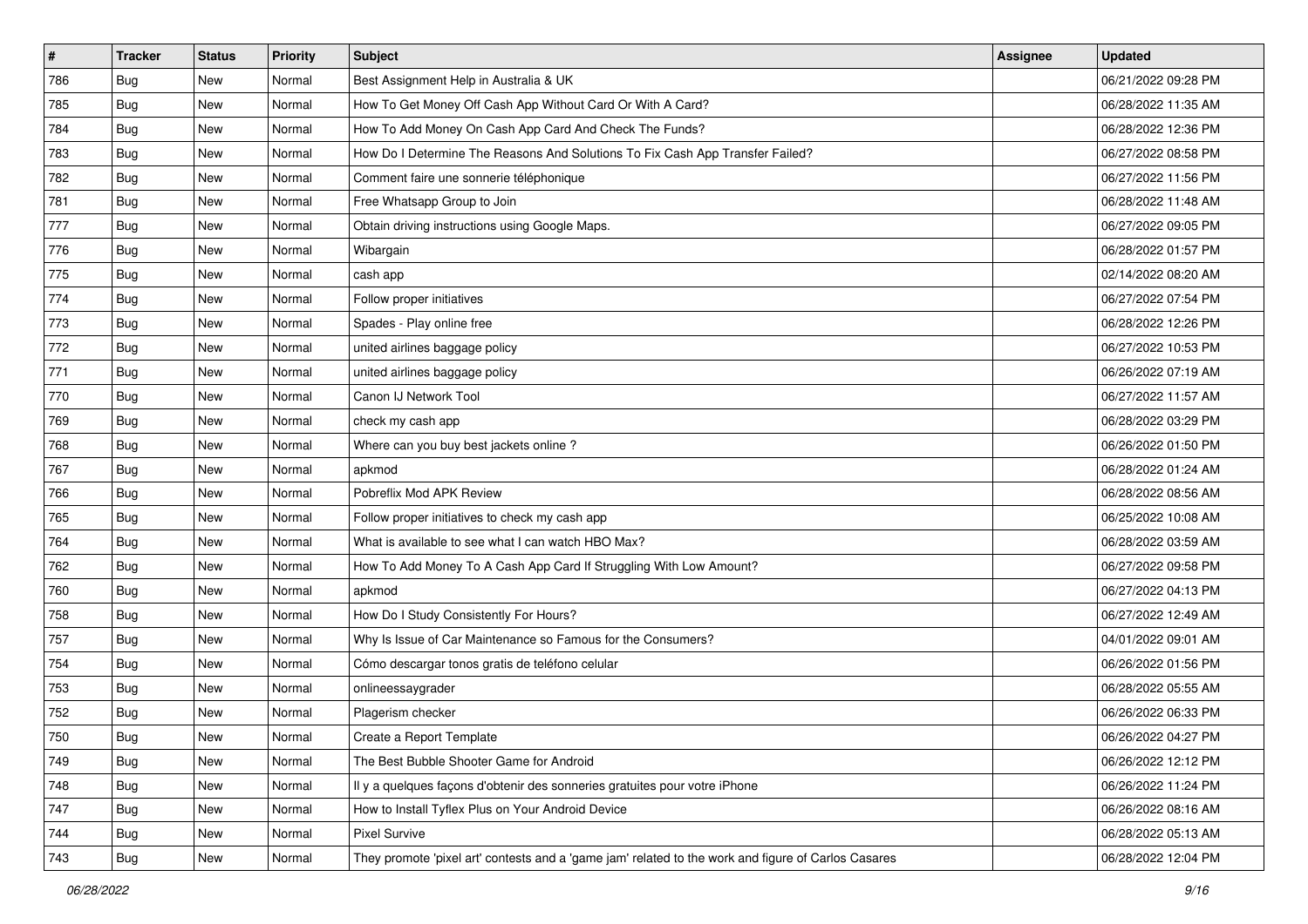| # | Tracker | Status | Priority | Subject | Assignee | Updated |
|---|---|---|---|---|---|---|
| 786 | Bug | New | Normal | Best Assignment Help in Australia & UK | | 06/21/2022 09:28 PM |
| 785 | Bug | New | Normal | How To Get Money Off Cash App Without Card Or With A Card? | | 06/28/2022 11:35 AM |
| 784 | Bug | New | Normal | How To Add Money On Cash App Card And Check The Funds? | | 06/28/2022 12:36 PM |
| 783 | Bug | New | Normal | How Do I Determine The Reasons And Solutions To Fix Cash App Transfer Failed? | | 06/27/2022 08:58 PM |
| 782 | Bug | New | Normal | Comment faire une sonnerie téléphonique | | 06/27/2022 11:56 PM |
| 781 | Bug | New | Normal | Free Whatsapp Group to Join | | 06/28/2022 11:48 AM |
| 777 | Bug | New | Normal | Obtain driving instructions using Google Maps. | | 06/27/2022 09:05 PM |
| 776 | Bug | New | Normal | Wibargain | | 06/28/2022 01:57 PM |
| 775 | Bug | New | Normal | cash app | | 02/14/2022 08:20 AM |
| 774 | Bug | New | Normal | Follow proper initiatives | | 06/27/2022 07:54 PM |
| 773 | Bug | New | Normal | Spades - Play online free | | 06/28/2022 12:26 PM |
| 772 | Bug | New | Normal | united airlines baggage policy | | 06/27/2022 10:53 PM |
| 771 | Bug | New | Normal | united airlines baggage policy | | 06/26/2022 07:19 AM |
| 770 | Bug | New | Normal | Canon IJ Network Tool | | 06/27/2022 11:57 AM |
| 769 | Bug | New | Normal | check my cash app | | 06/28/2022 03:29 PM |
| 768 | Bug | New | Normal | Where can you buy best jackets online ? | | 06/26/2022 01:50 PM |
| 767 | Bug | New | Normal | apkmod | | 06/28/2022 01:24 AM |
| 766 | Bug | New | Normal | Pobreflix Mod APK Review | | 06/28/2022 08:56 AM |
| 765 | Bug | New | Normal | Follow proper initiatives to check my cash app | | 06/25/2022 10:08 AM |
| 764 | Bug | New | Normal | What is available to see what I can watch HBO Max? | | 06/28/2022 03:59 AM |
| 762 | Bug | New | Normal | How To Add Money To A Cash App Card If Struggling With Low Amount? | | 06/27/2022 09:58 PM |
| 760 | Bug | New | Normal | apkmod | | 06/27/2022 04:13 PM |
| 758 | Bug | New | Normal | How Do I Study Consistently For Hours? | | 06/27/2022 12:49 AM |
| 757 | Bug | New | Normal | Why Is Issue of Car Maintenance so Famous for the Consumers? | | 04/01/2022 09:01 AM |
| 754 | Bug | New | Normal | Cómo descargar tonos gratis de teléfono celular | | 06/26/2022 01:56 PM |
| 753 | Bug | New | Normal | onlineessaygrader | | 06/28/2022 05:55 AM |
| 752 | Bug | New | Normal | Plagerism checker | | 06/26/2022 06:33 PM |
| 750 | Bug | New | Normal | Create a Report Template | | 06/26/2022 04:27 PM |
| 749 | Bug | New | Normal | The Best Bubble Shooter Game for Android | | 06/26/2022 12:12 PM |
| 748 | Bug | New | Normal | Il y a quelques façons d'obtenir des sonneries gratuites pour votre iPhone | | 06/26/2022 11:24 PM |
| 747 | Bug | New | Normal | How to Install Tyflex Plus on Your Android Device | | 06/26/2022 08:16 AM |
| 744 | Bug | New | Normal | Pixel Survive | | 06/28/2022 05:13 AM |
| 743 | Bug | New | Normal | They promote 'pixel art' contests and a 'game jam' related to the work and figure of Carlos Casares | | 06/28/2022 12:04 PM |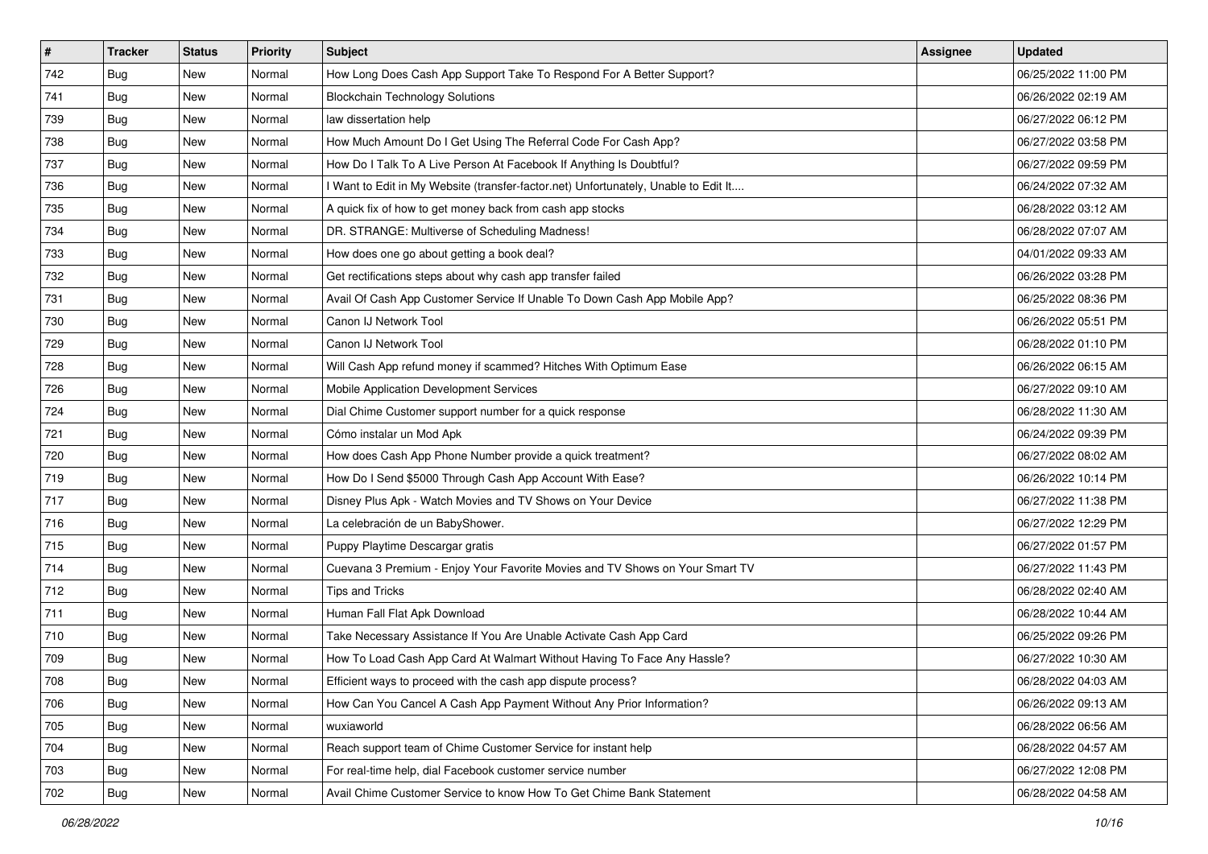| # | Tracker | Status | Priority | Subject | Assignee | Updated |
|---|---|---|---|---|---|---|
| 742 | Bug | New | Normal | How Long Does Cash App Support Take To Respond For A Better Support? | | 06/25/2022 11:00 PM |
| 741 | Bug | New | Normal | Blockchain Technology Solutions | | 06/26/2022 02:19 AM |
| 739 | Bug | New | Normal | law dissertation help | | 06/27/2022 06:12 PM |
| 738 | Bug | New | Normal | How Much Amount Do I Get Using The Referral Code For Cash App? | | 06/27/2022 03:58 PM |
| 737 | Bug | New | Normal | How Do I Talk To A Live Person At Facebook If Anything Is Doubtful? | | 06/27/2022 09:59 PM |
| 736 | Bug | New | Normal | I Want to Edit in My Website (transfer-factor.net) Unfortunately, Unable to Edit It.... | | 06/24/2022 07:32 AM |
| 735 | Bug | New | Normal | A quick fix of how to get money back from cash app stocks | | 06/28/2022 03:12 AM |
| 734 | Bug | New | Normal | DR. STRANGE: Multiverse of Scheduling Madness! | | 06/28/2022 07:07 AM |
| 733 | Bug | New | Normal | How does one go about getting a book deal? | | 04/01/2022 09:33 AM |
| 732 | Bug | New | Normal | Get rectifications steps about why cash app transfer failed | | 06/26/2022 03:28 PM |
| 731 | Bug | New | Normal | Avail Of Cash App Customer Service If Unable To Down Cash App Mobile App? | | 06/25/2022 08:36 PM |
| 730 | Bug | New | Normal | Canon IJ Network Tool | | 06/26/2022 05:51 PM |
| 729 | Bug | New | Normal | Canon IJ Network Tool | | 06/28/2022 01:10 PM |
| 728 | Bug | New | Normal | Will Cash App refund money if scammed? Hitches With Optimum Ease | | 06/26/2022 06:15 AM |
| 726 | Bug | New | Normal | Mobile Application Development Services | | 06/27/2022 09:10 AM |
| 724 | Bug | New | Normal | Dial Chime Customer support number for a quick response | | 06/28/2022 11:30 AM |
| 721 | Bug | New | Normal | Cómo instalar un Mod Apk | | 06/24/2022 09:39 PM |
| 720 | Bug | New | Normal | How does Cash App Phone Number provide a quick treatment? | | 06/27/2022 08:02 AM |
| 719 | Bug | New | Normal | How Do I Send $5000 Through Cash App Account With Ease? | | 06/26/2022 10:14 PM |
| 717 | Bug | New | Normal | Disney Plus Apk - Watch Movies and TV Shows on Your Device | | 06/27/2022 11:38 PM |
| 716 | Bug | New | Normal | La celebración de un BabyShower. | | 06/27/2022 12:29 PM |
| 715 | Bug | New | Normal | Puppy Playtime Descargar gratis | | 06/27/2022 01:57 PM |
| 714 | Bug | New | Normal | Cuevana 3 Premium - Enjoy Your Favorite Movies and TV Shows on Your Smart TV | | 06/27/2022 11:43 PM |
| 712 | Bug | New | Normal | Tips and Tricks | | 06/28/2022 02:40 AM |
| 711 | Bug | New | Normal | Human Fall Flat Apk Download | | 06/28/2022 10:44 AM |
| 710 | Bug | New | Normal | Take Necessary Assistance If You Are Unable Activate Cash App Card | | 06/25/2022 09:26 PM |
| 709 | Bug | New | Normal | How To Load Cash App Card At Walmart Without Having To Face Any Hassle? | | 06/27/2022 10:30 AM |
| 708 | Bug | New | Normal | Efficient ways to proceed with the cash app dispute process? | | 06/28/2022 04:03 AM |
| 706 | Bug | New | Normal | How Can You Cancel A Cash App Payment Without Any Prior Information? | | 06/26/2022 09:13 AM |
| 705 | Bug | New | Normal | wuxiaworld | | 06/28/2022 06:56 AM |
| 704 | Bug | New | Normal | Reach support team of Chime Customer Service for instant help | | 06/28/2022 04:57 AM |
| 703 | Bug | New | Normal | For real-time help, dial Facebook customer service number | | 06/27/2022 12:08 PM |
| 702 | Bug | New | Normal | Avail Chime Customer Service to know How To Get Chime Bank Statement | | 06/28/2022 04:58 AM |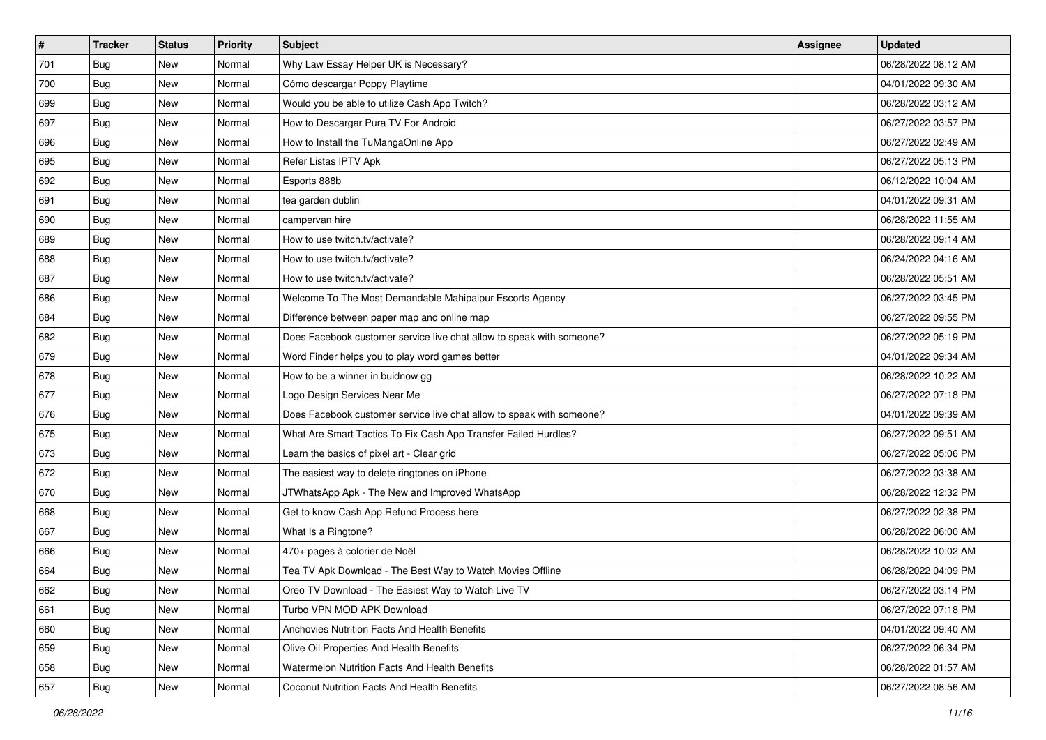| # | Tracker | Status | Priority | Subject | Assignee | Updated |
|---|---|---|---|---|---|---|
| 701 | Bug | New | Normal | Why Law Essay Helper UK is Necessary? | | 06/28/2022 08:12 AM |
| 700 | Bug | New | Normal | Cómo descargar Poppy Playtime | | 04/01/2022 09:30 AM |
| 699 | Bug | New | Normal | Would you be able to utilize Cash App Twitch? | | 06/28/2022 03:12 AM |
| 697 | Bug | New | Normal | How to Descargar Pura TV For Android | | 06/27/2022 03:57 PM |
| 696 | Bug | New | Normal | How to Install the TuMangaOnline App | | 06/27/2022 02:49 AM |
| 695 | Bug | New | Normal | Refer Listas IPTV Apk | | 06/27/2022 05:13 PM |
| 692 | Bug | New | Normal | Esports 888b | | 06/12/2022 10:04 AM |
| 691 | Bug | New | Normal | tea garden dublin | | 04/01/2022 09:31 AM |
| 690 | Bug | New | Normal | campervan hire | | 06/28/2022 11:55 AM |
| 689 | Bug | New | Normal | How to use twitch.tv/activate? | | 06/28/2022 09:14 AM |
| 688 | Bug | New | Normal | How to use twitch.tv/activate? | | 06/24/2022 04:16 AM |
| 687 | Bug | New | Normal | How to use twitch.tv/activate? | | 06/28/2022 05:51 AM |
| 686 | Bug | New | Normal | Welcome To The Most Demandable Mahipalpur Escorts Agency | | 06/27/2022 03:45 PM |
| 684 | Bug | New | Normal | Difference between paper map and online map | | 06/27/2022 09:55 PM |
| 682 | Bug | New | Normal | Does Facebook customer service live chat allow to speak with someone? | | 06/27/2022 05:19 PM |
| 679 | Bug | New | Normal | Word Finder helps you to play word games better | | 04/01/2022 09:34 AM |
| 678 | Bug | New | Normal | How to be a winner in buidnow gg | | 06/28/2022 10:22 AM |
| 677 | Bug | New | Normal | Logo Design Services Near Me | | 06/27/2022 07:18 PM |
| 676 | Bug | New | Normal | Does Facebook customer service live chat allow to speak with someone? | | 04/01/2022 09:39 AM |
| 675 | Bug | New | Normal | What Are Smart Tactics To Fix Cash App Transfer Failed Hurdles? | | 06/27/2022 09:51 AM |
| 673 | Bug | New | Normal | Learn the basics of pixel art - Clear grid | | 06/27/2022 05:06 PM |
| 672 | Bug | New | Normal | The easiest way to delete ringtones on iPhone | | 06/27/2022 03:38 AM |
| 670 | Bug | New | Normal | JTWhatsApp Apk - The New and Improved WhatsApp | | 06/28/2022 12:32 PM |
| 668 | Bug | New | Normal | Get to know Cash App Refund Process here | | 06/27/2022 02:38 PM |
| 667 | Bug | New | Normal | What Is a Ringtone? | | 06/28/2022 06:00 AM |
| 666 | Bug | New | Normal | 470+ pages à colorier de Noël | | 06/28/2022 10:02 AM |
| 664 | Bug | New | Normal | Tea TV Apk Download - The Best Way to Watch Movies Offline | | 06/28/2022 04:09 PM |
| 662 | Bug | New | Normal | Oreo TV Download - The Easiest Way to Watch Live TV | | 06/27/2022 03:14 PM |
| 661 | Bug | New | Normal | Turbo VPN MOD APK Download | | 06/27/2022 07:18 PM |
| 660 | Bug | New | Normal | Anchovies Nutrition Facts And Health Benefits | | 04/01/2022 09:40 AM |
| 659 | Bug | New | Normal | Olive Oil Properties And Health Benefits | | 06/27/2022 06:34 PM |
| 658 | Bug | New | Normal | Watermelon Nutrition Facts And Health Benefits | | 06/28/2022 01:57 AM |
| 657 | Bug | New | Normal | Coconut Nutrition Facts And Health Benefits | | 06/27/2022 08:56 AM |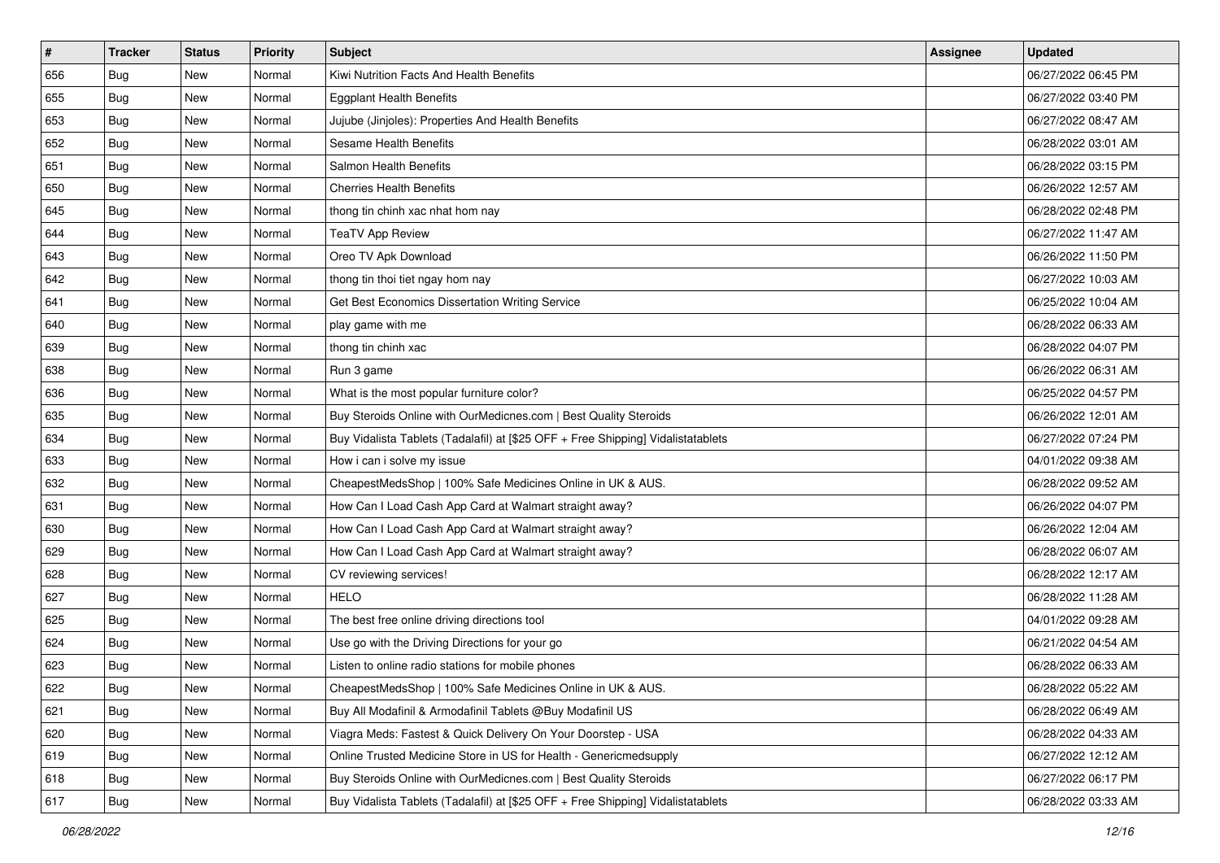| # | Tracker | Status | Priority | Subject | Assignee | Updated |
|---|---|---|---|---|---|---|
| 656 | Bug | New | Normal | Kiwi Nutrition Facts And Health Benefits | | 06/27/2022 06:45 PM |
| 655 | Bug | New | Normal | Eggplant Health Benefits | | 06/27/2022 03:40 PM |
| 653 | Bug | New | Normal | Jujube (Jinjoles): Properties And Health Benefits | | 06/27/2022 08:47 AM |
| 652 | Bug | New | Normal | Sesame Health Benefits | | 06/28/2022 03:01 AM |
| 651 | Bug | New | Normal | Salmon Health Benefits | | 06/28/2022 03:15 PM |
| 650 | Bug | New | Normal | Cherries Health Benefits | | 06/26/2022 12:57 AM |
| 645 | Bug | New | Normal | thong tin chinh xac nhat hom nay | | 06/28/2022 02:48 PM |
| 644 | Bug | New | Normal | TeaTV App Review | | 06/27/2022 11:47 AM |
| 643 | Bug | New | Normal | Oreo TV Apk Download | | 06/26/2022 11:50 PM |
| 642 | Bug | New | Normal | thong tin thoi tiet ngay hom nay | | 06/27/2022 10:03 AM |
| 641 | Bug | New | Normal | Get Best Economics Dissertation Writing Service | | 06/25/2022 10:04 AM |
| 640 | Bug | New | Normal | play game with me | | 06/28/2022 06:33 AM |
| 639 | Bug | New | Normal | thong tin chinh xac | | 06/28/2022 04:07 PM |
| 638 | Bug | New | Normal | Run 3 game | | 06/26/2022 06:31 AM |
| 636 | Bug | New | Normal | What is the most popular furniture color? | | 06/25/2022 04:57 PM |
| 635 | Bug | New | Normal | Buy Steroids Online with OurMedicnes.com \| Best Quality Steroids | | 06/26/2022 12:01 AM |
| 634 | Bug | New | Normal | Buy Vidalista Tablets (Tadalafil) at [$25 OFF + Free Shipping] Vidalistatablets | | 06/27/2022 07:24 PM |
| 633 | Bug | New | Normal | How i can i solve my issue | | 04/01/2022 09:38 AM |
| 632 | Bug | New | Normal | CheapestMedsShop \| 100% Safe Medicines Online in UK & AUS. | | 06/28/2022 09:52 AM |
| 631 | Bug | New | Normal | How Can I Load Cash App Card at Walmart straight away? | | 06/26/2022 04:07 PM |
| 630 | Bug | New | Normal | How Can I Load Cash App Card at Walmart straight away? | | 06/26/2022 12:04 AM |
| 629 | Bug | New | Normal | How Can I Load Cash App Card at Walmart straight away? | | 06/28/2022 06:07 AM |
| 628 | Bug | New | Normal | CV reviewing services! | | 06/28/2022 12:17 AM |
| 627 | Bug | New | Normal | HELO | | 06/28/2022 11:28 AM |
| 625 | Bug | New | Normal | The best free online driving directions tool | | 04/01/2022 09:28 AM |
| 624 | Bug | New | Normal | Use go with the Driving Directions for your go | | 06/21/2022 04:54 AM |
| 623 | Bug | New | Normal | Listen to online radio stations for mobile phones | | 06/28/2022 06:33 AM |
| 622 | Bug | New | Normal | CheapestMedsShop \| 100% Safe Medicines Online in UK & AUS. | | 06/28/2022 05:22 AM |
| 621 | Bug | New | Normal | Buy All Modafinil & Armodafinil Tablets @Buy Modafinil US | | 06/28/2022 06:49 AM |
| 620 | Bug | New | Normal | Viagra Meds: Fastest & Quick Delivery On Your Doorstep - USA | | 06/28/2022 04:33 AM |
| 619 | Bug | New | Normal | Online Trusted Medicine Store in US for Health - Genericmedsupply | | 06/27/2022 12:12 AM |
| 618 | Bug | New | Normal | Buy Steroids Online with OurMedicnes.com \| Best Quality Steroids | | 06/27/2022 06:17 PM |
| 617 | Bug | New | Normal | Buy Vidalista Tablets (Tadalafil) at [$25 OFF + Free Shipping] Vidalistatablets | | 06/28/2022 03:33 AM |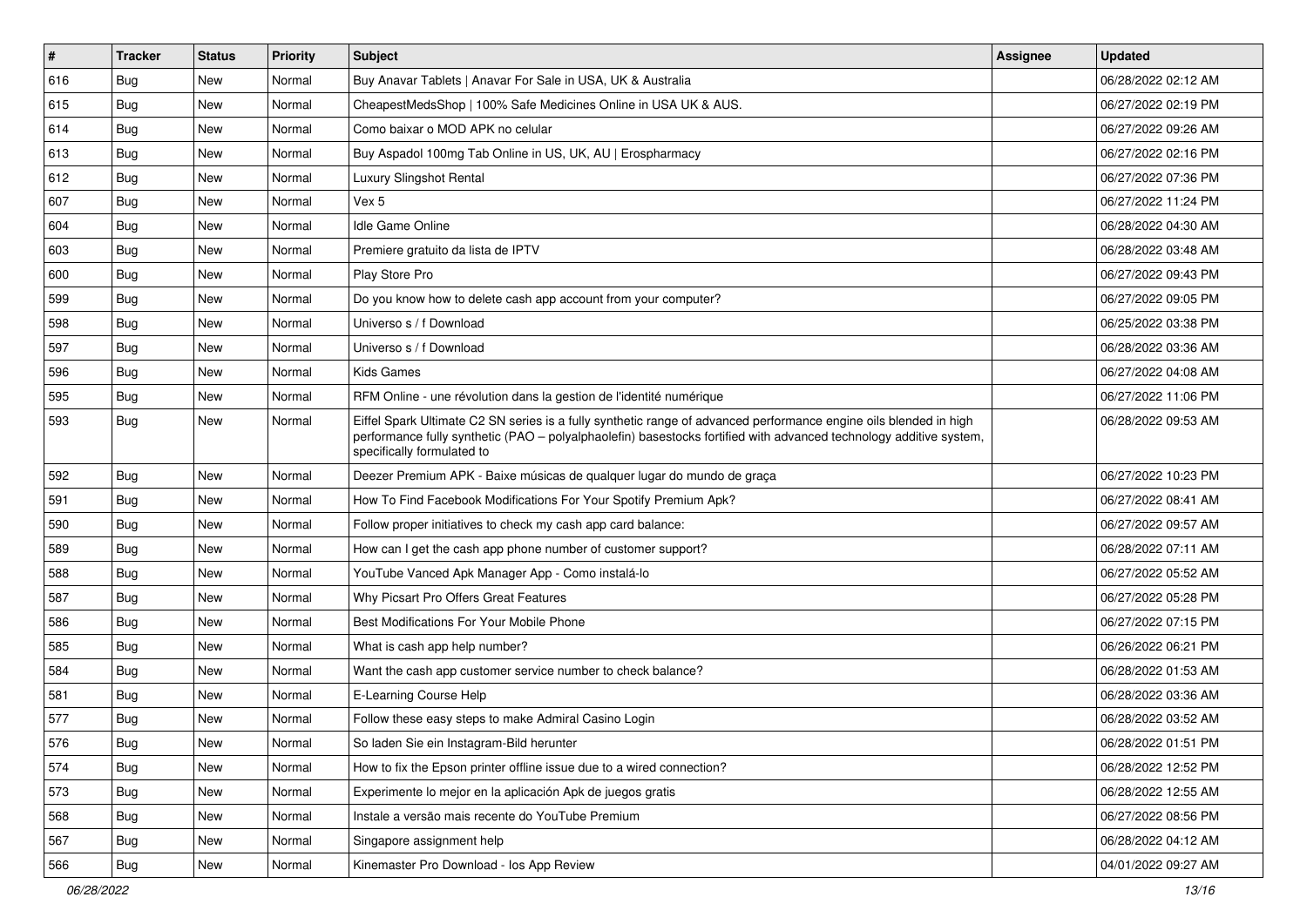| # | Tracker | Status | Priority | Subject | Assignee | Updated |
|---|---|---|---|---|---|---|
| 616 | Bug | New | Normal | Buy Anavar Tablets \| Anavar For Sale in USA, UK & Australia | | 06/28/2022 02:12 AM |
| 615 | Bug | New | Normal | CheapestMedsShop \| 100% Safe Medicines Online in USA UK & AUS. | | 06/27/2022 02:19 PM |
| 614 | Bug | New | Normal | Como baixar o MOD APK no celular | | 06/27/2022 09:26 AM |
| 613 | Bug | New | Normal | Buy Aspadol 100mg Tab Online in US, UK, AU \| Erospharmacy | | 06/27/2022 02:16 PM |
| 612 | Bug | New | Normal | Luxury Slingshot Rental | | 06/27/2022 07:36 PM |
| 607 | Bug | New | Normal | Vex 5 | | 06/27/2022 11:24 PM |
| 604 | Bug | New | Normal | Idle Game Online | | 06/28/2022 04:30 AM |
| 603 | Bug | New | Normal | Premiere gratuito da lista de IPTV | | 06/28/2022 03:48 AM |
| 600 | Bug | New | Normal | Play Store Pro | | 06/27/2022 09:43 PM |
| 599 | Bug | New | Normal | Do you know how to delete cash app account from your computer? | | 06/27/2022 09:05 PM |
| 598 | Bug | New | Normal | Universo s / f Download | | 06/25/2022 03:38 PM |
| 597 | Bug | New | Normal | Universo s / f Download | | 06/28/2022 03:36 AM |
| 596 | Bug | New | Normal | Kids Games | | 06/27/2022 04:08 AM |
| 595 | Bug | New | Normal | RFM Online - une révolution dans la gestion de l'identité numérique | | 06/27/2022 11:06 PM |
| 593 | Bug | New | Normal | Eiffel Spark Ultimate C2 SN series is a fully synthetic range of advanced performance engine oils blended in high performance fully synthetic (PAO – polyalphaolefin) basestocks fortified with advanced technology additive system, specifically formulated to | | 06/28/2022 09:53 AM |
| 592 | Bug | New | Normal | Deezer Premium APK - Baixe músicas de qualquer lugar do mundo de graça | | 06/27/2022 10:23 PM |
| 591 | Bug | New | Normal | How To Find Facebook Modifications For Your Spotify Premium Apk? | | 06/27/2022 08:41 AM |
| 590 | Bug | New | Normal | Follow proper initiatives to check my cash app card balance: | | 06/27/2022 09:57 AM |
| 589 | Bug | New | Normal | How can I get the cash app phone number of customer support? | | 06/28/2022 07:11 AM |
| 588 | Bug | New | Normal | YouTube Vanced Apk Manager App - Como instalá-lo | | 06/27/2022 05:52 AM |
| 587 | Bug | New | Normal | Why Picsart Pro Offers Great Features | | 06/27/2022 05:28 PM |
| 586 | Bug | New | Normal | Best Modifications For Your Mobile Phone | | 06/27/2022 07:15 PM |
| 585 | Bug | New | Normal | What is cash app help number? | | 06/26/2022 06:21 PM |
| 584 | Bug | New | Normal | Want the cash app customer service number to check balance? | | 06/28/2022 01:53 AM |
| 581 | Bug | New | Normal | E-Learning Course Help | | 06/28/2022 03:36 AM |
| 577 | Bug | New | Normal | Follow these easy steps to make Admiral Casino Login | | 06/28/2022 03:52 AM |
| 576 | Bug | New | Normal | So laden Sie ein Instagram-Bild herunter | | 06/28/2022 01:51 PM |
| 574 | Bug | New | Normal | How to fix the Epson printer offline issue due to a wired connection? | | 06/28/2022 12:52 PM |
| 573 | Bug | New | Normal | Experimente lo mejor en la aplicación Apk de juegos gratis | | 06/28/2022 12:55 AM |
| 568 | Bug | New | Normal | Instale a versão mais recente do YouTube Premium | | 06/27/2022 08:56 PM |
| 567 | Bug | New | Normal | Singapore assignment help | | 06/28/2022 04:12 AM |
| 566 | Bug | New | Normal | Kinemaster Pro Download - Ios App Review | | 04/01/2022 09:27 AM |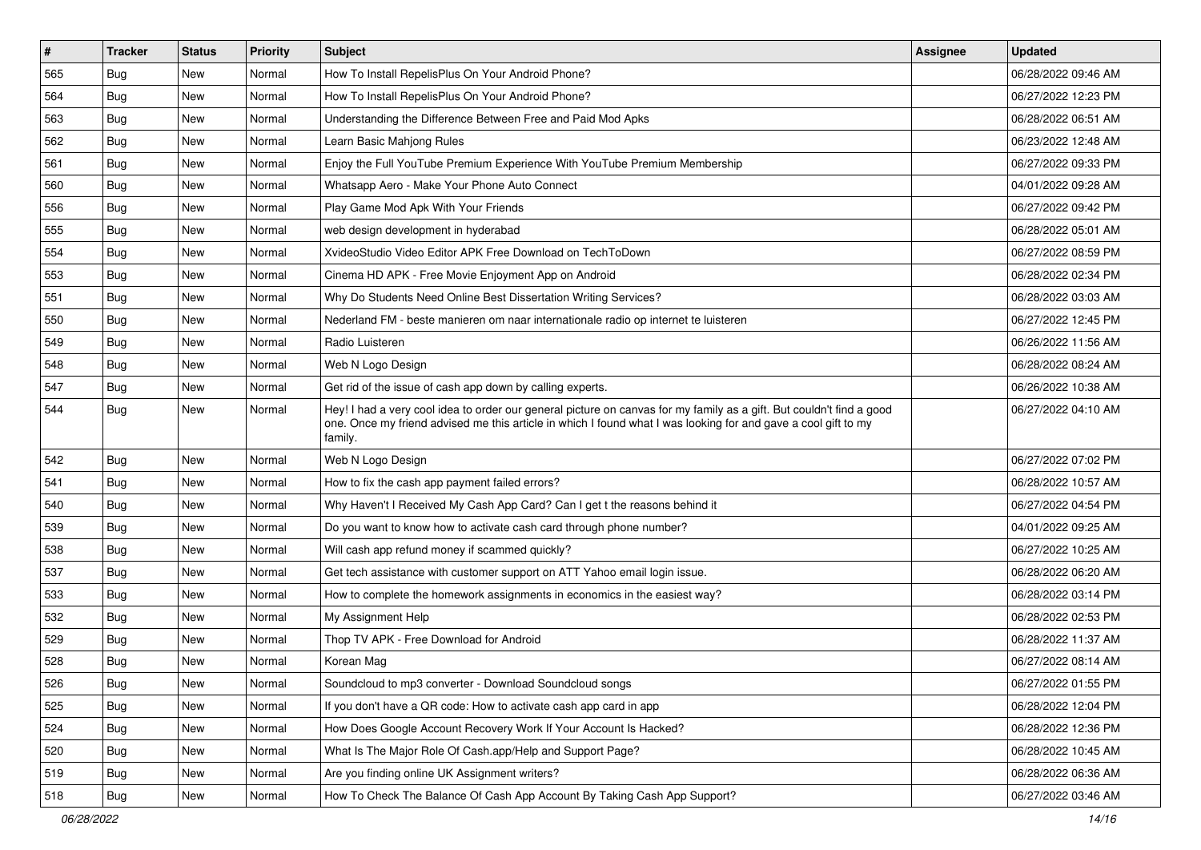| # | Tracker | Status | Priority | Subject | Assignee | Updated |
|---|---|---|---|---|---|---|
| 565 | Bug | New | Normal | How To Install RepelisPlus On Your Android Phone? | | 06/28/2022 09:46 AM |
| 564 | Bug | New | Normal | How To Install RepelisPlus On Your Android Phone? | | 06/27/2022 12:23 PM |
| 563 | Bug | New | Normal | Understanding the Difference Between Free and Paid Mod Apks | | 06/28/2022 06:51 AM |
| 562 | Bug | New | Normal | Learn Basic Mahjong Rules | | 06/23/2022 12:48 AM |
| 561 | Bug | New | Normal | Enjoy the Full YouTube Premium Experience With YouTube Premium Membership | | 06/27/2022 09:33 PM |
| 560 | Bug | New | Normal | Whatsapp Aero - Make Your Phone Auto Connect | | 04/01/2022 09:28 AM |
| 556 | Bug | New | Normal | Play Game Mod Apk With Your Friends | | 06/27/2022 09:42 PM |
| 555 | Bug | New | Normal | web design development in hyderabad | | 06/28/2022 05:01 AM |
| 554 | Bug | New | Normal | XvideoStudio Video Editor APK Free Download on TechToDown | | 06/27/2022 08:59 PM |
| 553 | Bug | New | Normal | Cinema HD APK - Free Movie Enjoyment App on Android | | 06/28/2022 02:34 PM |
| 551 | Bug | New | Normal | Why Do Students Need Online Best Dissertation Writing Services? | | 06/28/2022 03:03 AM |
| 550 | Bug | New | Normal | Nederland FM - beste manieren om naar internationale radio op internet te luisteren | | 06/27/2022 12:45 PM |
| 549 | Bug | New | Normal | Radio Luisteren | | 06/26/2022 11:56 AM |
| 548 | Bug | New | Normal | Web N Logo Design | | 06/28/2022 08:24 AM |
| 547 | Bug | New | Normal | Get rid of the issue of cash app down by calling experts. | | 06/26/2022 10:38 AM |
| 544 | Bug | New | Normal | Hey! I had a very cool idea to order our general picture on canvas for my family as a gift. But couldn't find a good one. Once my friend advised me this article in which I found what I was looking for and gave a cool gift to my family. | | 06/27/2022 04:10 AM |
| 542 | Bug | New | Normal | Web N Logo Design | | 06/27/2022 07:02 PM |
| 541 | Bug | New | Normal | How to fix the cash app payment failed errors? | | 06/28/2022 10:57 AM |
| 540 | Bug | New | Normal | Why Haven't I Received My Cash App Card? Can I get t the reasons behind it | | 06/27/2022 04:54 PM |
| 539 | Bug | New | Normal | Do you want to know how to activate cash card through phone number? | | 04/01/2022 09:25 AM |
| 538 | Bug | New | Normal | Will cash app refund money if scammed quickly? | | 06/27/2022 10:25 AM |
| 537 | Bug | New | Normal | Get tech assistance with customer support on ATT Yahoo email login issue. | | 06/28/2022 06:20 AM |
| 533 | Bug | New | Normal | How to complete the homework assignments in economics in the easiest way? | | 06/28/2022 03:14 PM |
| 532 | Bug | New | Normal | My Assignment Help | | 06/28/2022 02:53 PM |
| 529 | Bug | New | Normal | Thop TV APK - Free Download for Android | | 06/28/2022 11:37 AM |
| 528 | Bug | New | Normal | Korean Mag | | 06/27/2022 08:14 AM |
| 526 | Bug | New | Normal | Soundcloud to mp3 converter - Download Soundcloud songs | | 06/27/2022 01:55 PM |
| 525 | Bug | New | Normal | If you don't have a QR code: How to activate cash app card in app | | 06/28/2022 12:04 PM |
| 524 | Bug | New | Normal | How Does Google Account Recovery Work If Your Account Is Hacked? | | 06/28/2022 12:36 PM |
| 520 | Bug | New | Normal | What Is The Major Role Of Cash.app/Help and Support Page? | | 06/28/2022 10:45 AM |
| 519 | Bug | New | Normal | Are you finding online UK Assignment writers? | | 06/28/2022 06:36 AM |
| 518 | Bug | New | Normal | How To Check The Balance Of Cash App Account By Taking Cash App Support? | | 06/27/2022 03:46 AM |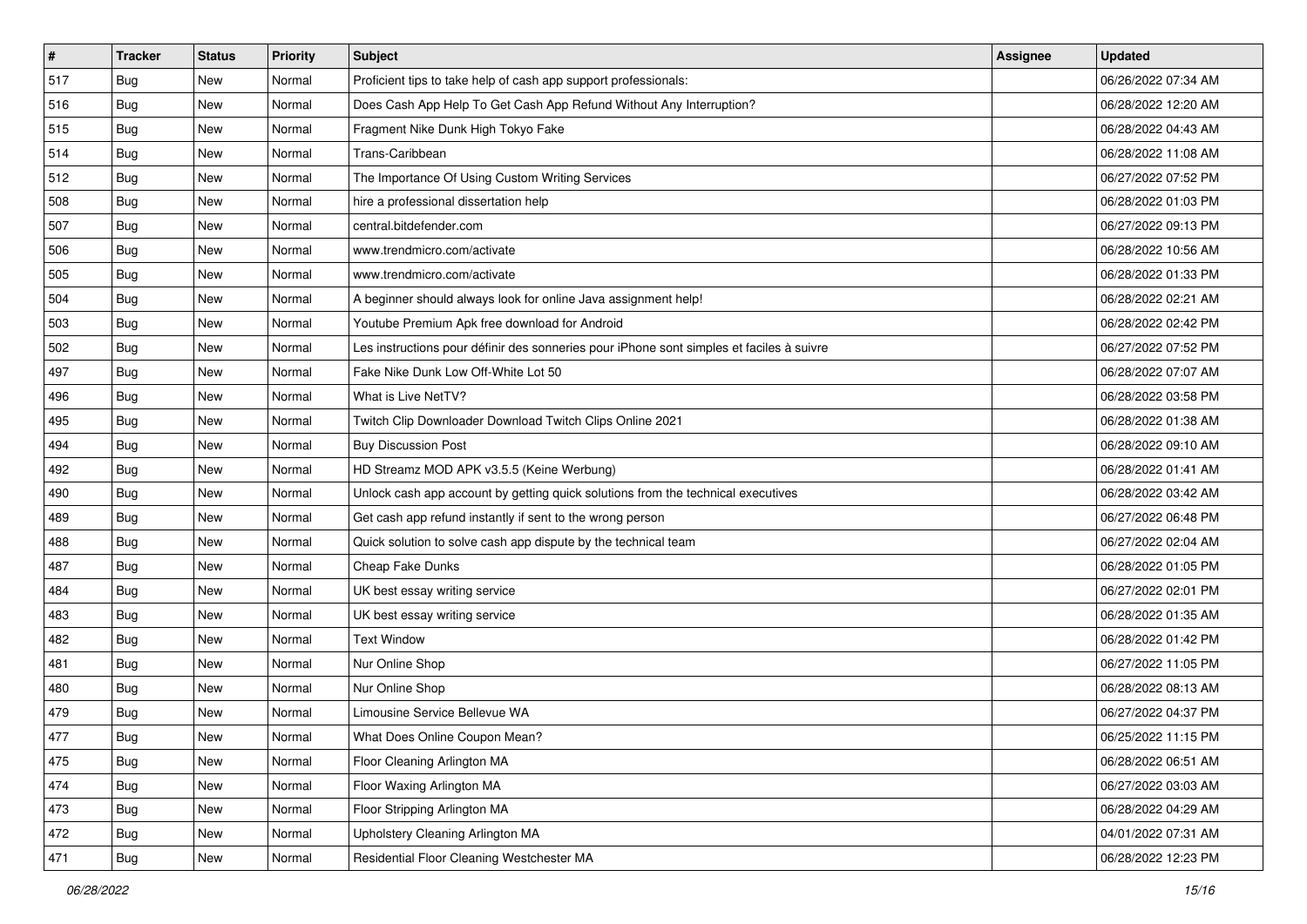| # | Tracker | Status | Priority | Subject | Assignee | Updated |
|---|---|---|---|---|---|---|
| 517 | Bug | New | Normal | Proficient tips to take help of cash app support professionals: | | 06/26/2022 07:34 AM |
| 516 | Bug | New | Normal | Does Cash App Help To Get Cash App Refund Without Any Interruption? | | 06/28/2022 12:20 AM |
| 515 | Bug | New | Normal | Fragment Nike Dunk High Tokyo Fake | | 06/28/2022 04:43 AM |
| 514 | Bug | New | Normal | Trans-Caribbean | | 06/28/2022 11:08 AM |
| 512 | Bug | New | Normal | The Importance Of Using Custom Writing Services | | 06/27/2022 07:52 PM |
| 508 | Bug | New | Normal | hire a professional dissertation help | | 06/28/2022 01:03 PM |
| 507 | Bug | New | Normal | central.bitdefender.com | | 06/27/2022 09:13 PM |
| 506 | Bug | New | Normal | www.trendmicro.com/activate | | 06/28/2022 10:56 AM |
| 505 | Bug | New | Normal | www.trendmicro.com/activate | | 06/28/2022 01:33 PM |
| 504 | Bug | New | Normal | A beginner should always look for online Java assignment help! | | 06/28/2022 02:21 AM |
| 503 | Bug | New | Normal | Youtube Premium Apk free download for Android | | 06/28/2022 02:42 PM |
| 502 | Bug | New | Normal | Les instructions pour définir des sonneries pour iPhone sont simples et faciles à suivre | | 06/27/2022 07:52 PM |
| 497 | Bug | New | Normal | Fake Nike Dunk Low Off-White Lot 50 | | 06/28/2022 07:07 AM |
| 496 | Bug | New | Normal | What is Live NetTV? | | 06/28/2022 03:58 PM |
| 495 | Bug | New | Normal | Twitch Clip Downloader Download Twitch Clips Online 2021 | | 06/28/2022 01:38 AM |
| 494 | Bug | New | Normal | Buy Discussion Post | | 06/28/2022 09:10 AM |
| 492 | Bug | New | Normal | HD Streamz MOD APK v3.5.5 (Keine Werbung) | | 06/28/2022 01:41 AM |
| 490 | Bug | New | Normal | Unlock cash app account by getting quick solutions from the technical executives | | 06/28/2022 03:42 AM |
| 489 | Bug | New | Normal | Get cash app refund instantly if sent to the wrong person | | 06/27/2022 06:48 PM |
| 488 | Bug | New | Normal | Quick solution to solve cash app dispute by the technical team | | 06/27/2022 02:04 AM |
| 487 | Bug | New | Normal | Cheap Fake Dunks | | 06/28/2022 01:05 PM |
| 484 | Bug | New | Normal | UK best essay writing service | | 06/27/2022 02:01 PM |
| 483 | Bug | New | Normal | UK best essay writing service | | 06/28/2022 01:35 AM |
| 482 | Bug | New | Normal | Text Window | | 06/28/2022 01:42 PM |
| 481 | Bug | New | Normal | Nur Online Shop | | 06/27/2022 11:05 PM |
| 480 | Bug | New | Normal | Nur Online Shop | | 06/28/2022 08:13 AM |
| 479 | Bug | New | Normal | Limousine Service Bellevue WA | | 06/27/2022 04:37 PM |
| 477 | Bug | New | Normal | What Does Online Coupon Mean? | | 06/25/2022 11:15 PM |
| 475 | Bug | New | Normal | Floor Cleaning Arlington MA | | 06/28/2022 06:51 AM |
| 474 | Bug | New | Normal | Floor Waxing Arlington MA | | 06/27/2022 03:03 AM |
| 473 | Bug | New | Normal | Floor Stripping Arlington MA | | 06/28/2022 04:29 AM |
| 472 | Bug | New | Normal | Upholstery Cleaning Arlington MA | | 04/01/2022 07:31 AM |
| 471 | Bug | New | Normal | Residential Floor Cleaning Westchester MA | | 06/28/2022 12:23 PM |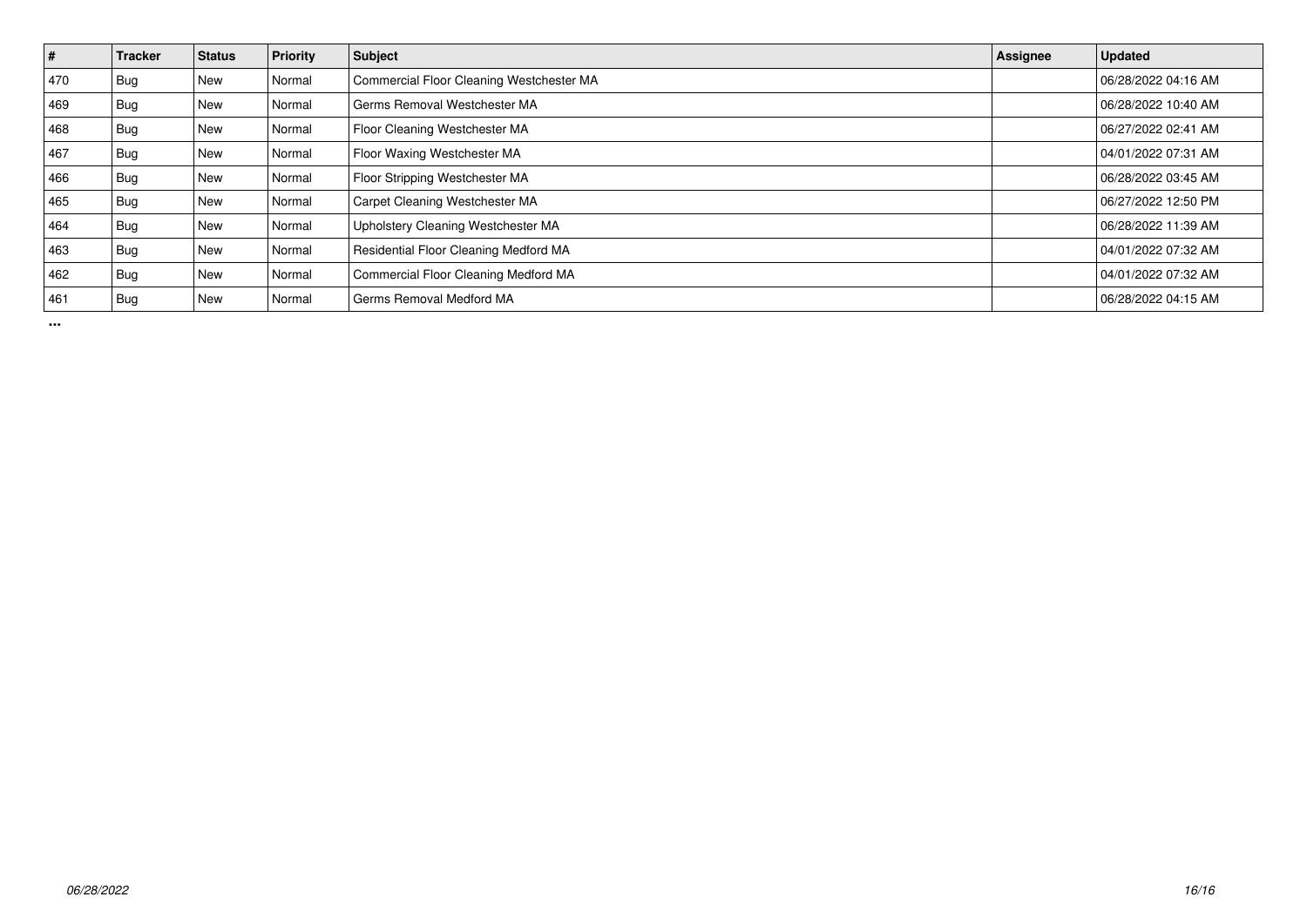| # | Tracker | Status | Priority | Subject | Assignee | Updated |
| --- | --- | --- | --- | --- | --- | --- |
| 470 | Bug | New | Normal | Commercial Floor Cleaning Westchester MA | | 06/28/2022 04:16 AM |
| 469 | Bug | New | Normal | Germs Removal Westchester MA | | 06/28/2022 10:40 AM |
| 468 | Bug | New | Normal | Floor Cleaning Westchester MA | | 06/27/2022 02:41 AM |
| 467 | Bug | New | Normal | Floor Waxing Westchester MA | | 04/01/2022 07:31 AM |
| 466 | Bug | New | Normal | Floor Stripping Westchester MA | | 06/28/2022 03:45 AM |
| 465 | Bug | New | Normal | Carpet Cleaning Westchester MA | | 06/27/2022 12:50 PM |
| 464 | Bug | New | Normal | Upholstery Cleaning Westchester MA | | 06/28/2022 11:39 AM |
| 463 | Bug | New | Normal | Residential Floor Cleaning Medford MA | | 04/01/2022 07:32 AM |
| 462 | Bug | New | Normal | Commercial Floor Cleaning Medford MA | | 04/01/2022 07:32 AM |
| 461 | Bug | New | Normal | Germs Removal Medford MA | | 06/28/2022 04:15 AM |

...